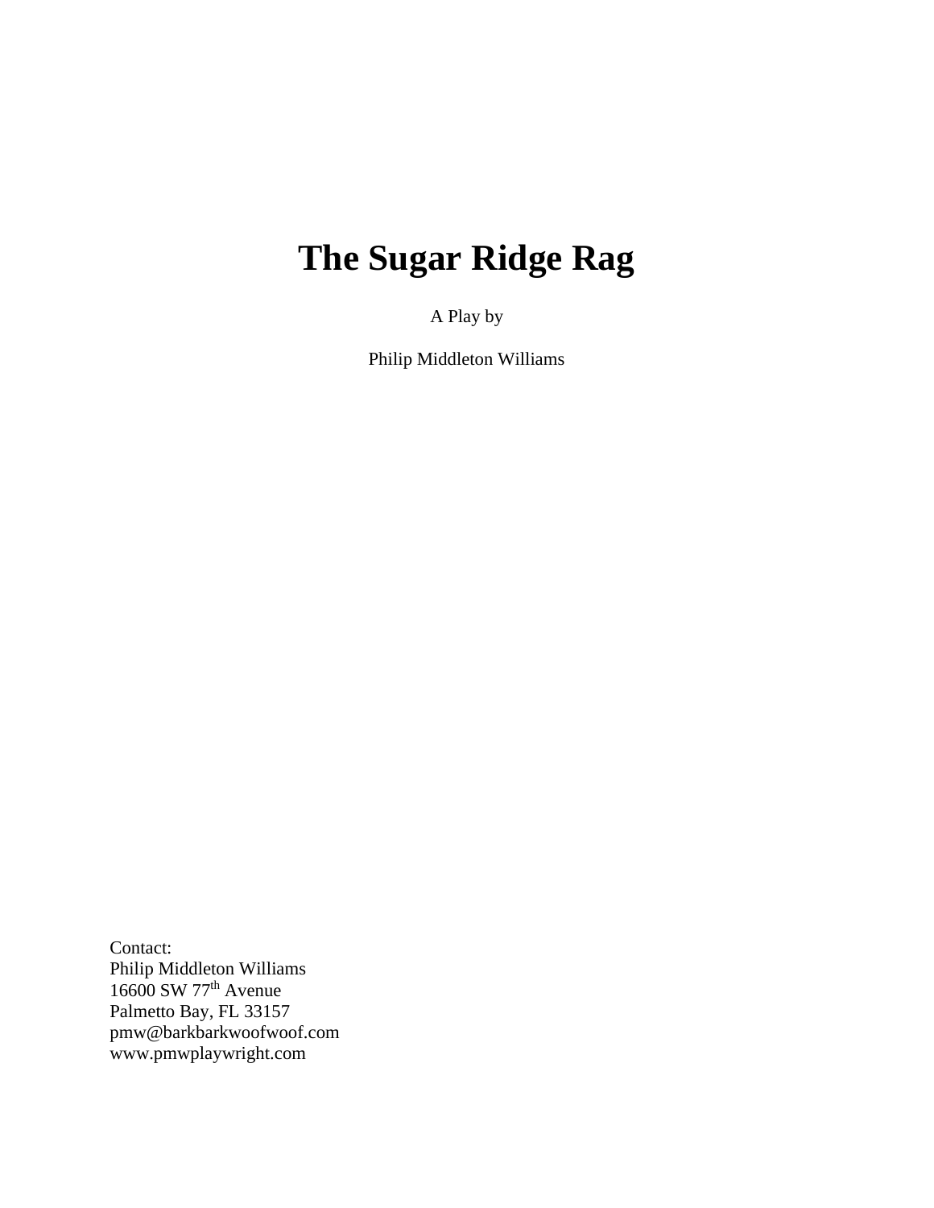# The Sugar Ridge Rag

A Play by

Philip Middleton Williams

Contact:
Philip Middleton Williams
16600 SW 77th Avenue
Palmetto Bay, FL 33157
pmw@barkbarkwoofwoof.com
www.pmwplaywright.com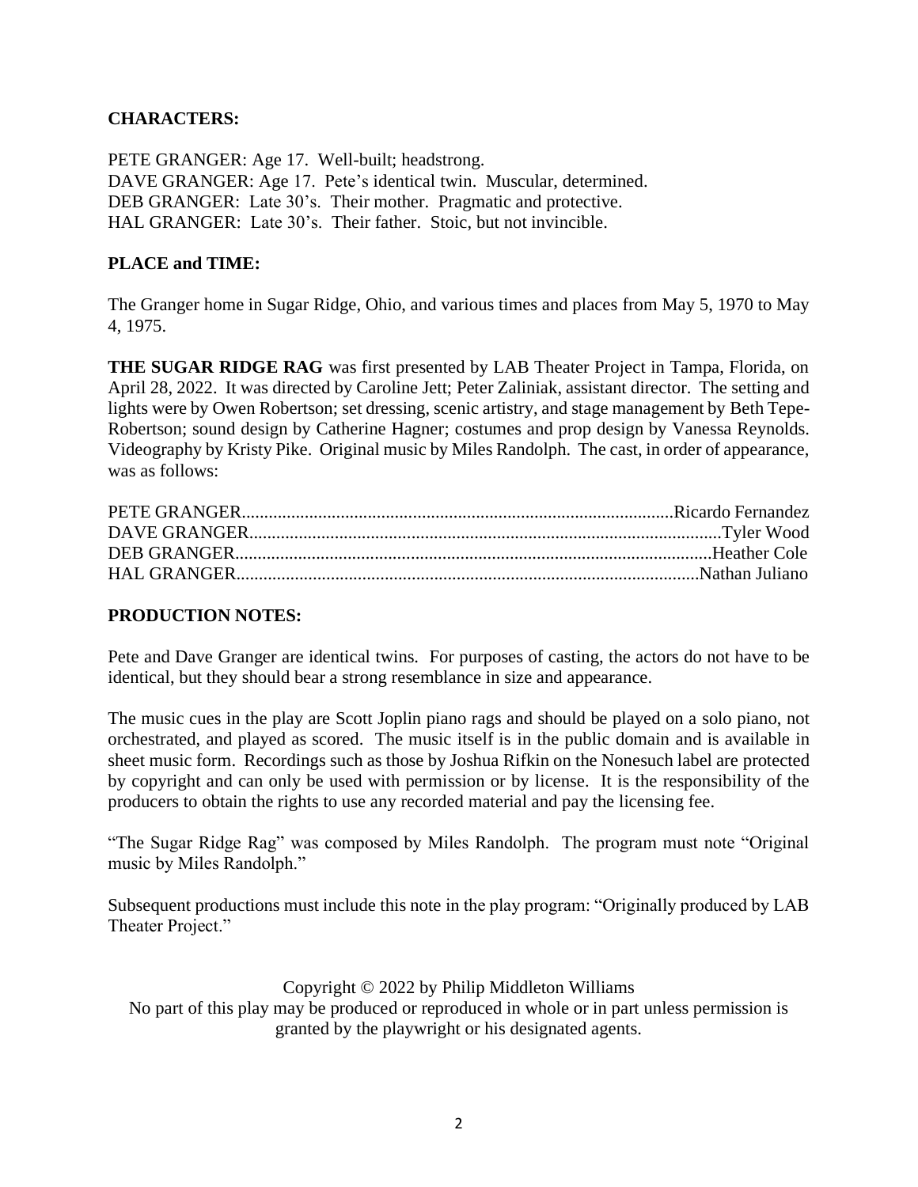**CHARACTERS:**

PETE GRANGER: Age 17. Well-built; headstrong.
DAVE GRANGER: Age 17. Pete's identical twin. Muscular, determined.
DEB GRANGER: Late 30's. Their mother. Pragmatic and protective.
HAL GRANGER: Late 30's. Their father. Stoic, but not invincible.

**PLACE and TIME:**

The Granger home in Sugar Ridge, Ohio, and various times and places from May 5, 1970 to May 4, 1975.

**THE SUGAR RIDGE RAG** was first presented by LAB Theater Project in Tampa, Florida, on April 28, 2022. It was directed by Caroline Jett; Peter Zaliniak, assistant director. The setting and lights were by Owen Robertson; set dressing, scenic artistry, and stage management by Beth Tepe-Robertson; sound design by Catherine Hagner; costumes and prop design by Vanessa Reynolds. Videography by Kristy Pike. Original music by Miles Randolph. The cast, in order of appearance, was as follows:

PETE GRANGER..............................................................................................Ricardo Fernandez
DAVE GRANGER.......................................................................................................Tyler Wood
DEB GRANGER........................................................................................................Heather Cole
HAL GRANGER.....................................................................................................Nathan Juliano

**PRODUCTION NOTES:**

Pete and Dave Granger are identical twins. For purposes of casting, the actors do not have to be identical, but they should bear a strong resemblance in size and appearance.

The music cues in the play are Scott Joplin piano rags and should be played on a solo piano, not orchestrated, and played as scored. The music itself is in the public domain and is available in sheet music form. Recordings such as those by Joshua Rifkin on the Nonesuch label are protected by copyright and can only be used with permission or by license. It is the responsibility of the producers to obtain the rights to use any recorded material and pay the licensing fee.

"The Sugar Ridge Rag" was composed by Miles Randolph. The program must note "Original music by Miles Randolph."

Subsequent productions must include this note in the play program: "Originally produced by LAB Theater Project."

Copyright © 2022 by Philip Middleton Williams
No part of this play may be produced or reproduced in whole or in part unless permission is granted by the playwright or his designated agents.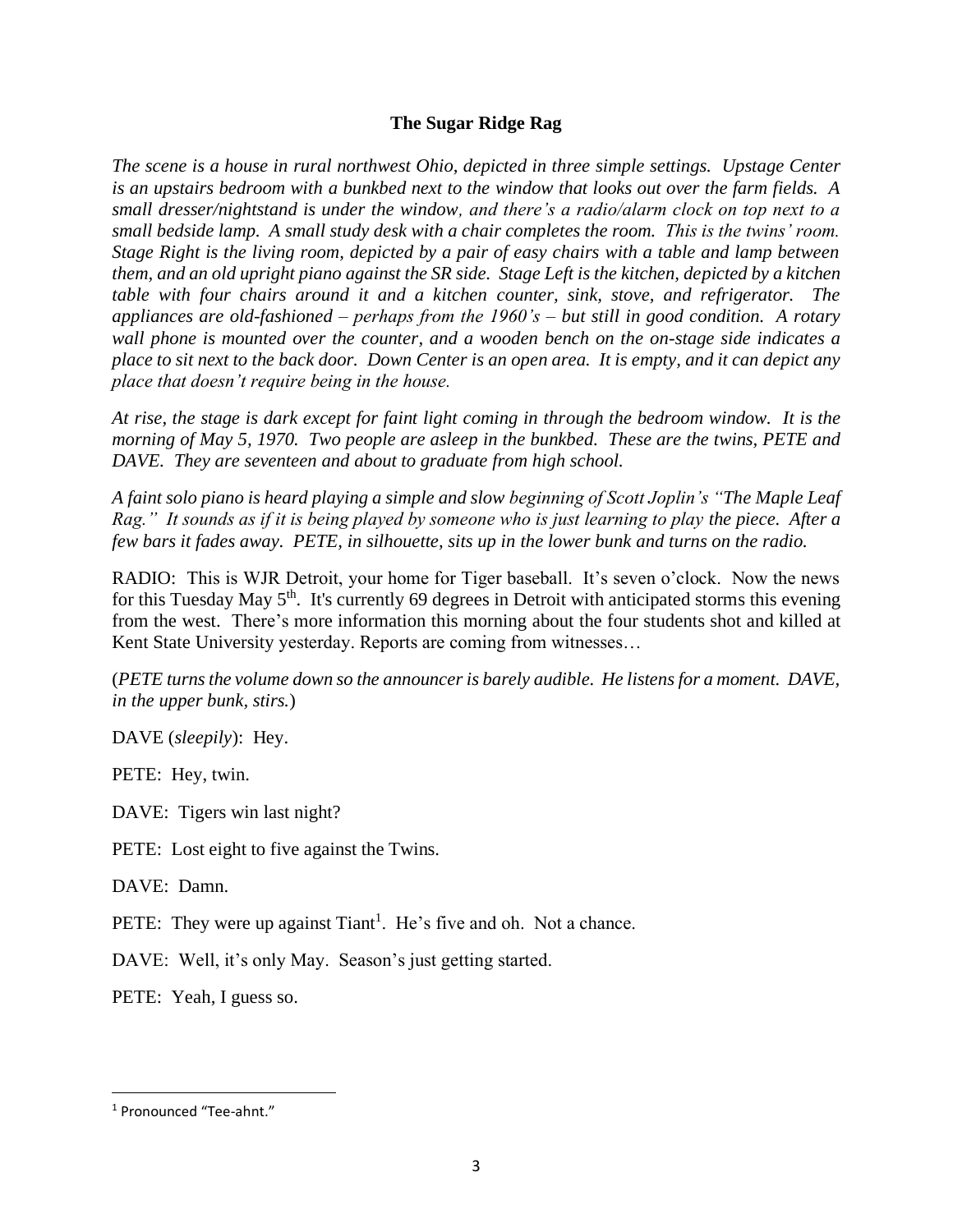**The Sugar Ridge Rag**

*The scene is a house in rural northwest Ohio, depicted in three simple settings. Upstage Center is an upstairs bedroom with a bunkbed next to the window that looks out over the farm fields. A small dresser/nightstand is under the window, and there's a radio/alarm clock on top next to a small bedside lamp. A small study desk with a chair completes the room. This is the twins' room. Stage Right is the living room, depicted by a pair of easy chairs with a table and lamp between them, and an old upright piano against the SR side. Stage Left is the kitchen, depicted by a kitchen table with four chairs around it and a kitchen counter, sink, stove, and refrigerator. The appliances are old-fashioned – perhaps from the 1960's – but still in good condition. A rotary wall phone is mounted over the counter, and a wooden bench on the on-stage side indicates a place to sit next to the back door. Down Center is an open area. It is empty, and it can depict any place that doesn't require being in the house.*

*At rise, the stage is dark except for faint light coming in through the bedroom window. It is the morning of May 5, 1970. Two people are asleep in the bunkbed. These are the twins, PETE and DAVE. They are seventeen and about to graduate from high school.*

*A faint solo piano is heard playing a simple and slow beginning of Scott Joplin's "The Maple Leaf Rag." It sounds as if it is being played by someone who is just learning to play the piece. After a few bars it fades away. PETE, in silhouette, sits up in the lower bunk and turns on the radio.*

RADIO: This is WJR Detroit, your home for Tiger baseball. It's seven o'clock. Now the news for this Tuesday May 5th. It's currently 69 degrees in Detroit with anticipated storms this evening from the west. There's more information this morning about the four students shot and killed at Kent State University yesterday. Reports are coming from witnesses…

(*PETE turns the volume down so the announcer is barely audible. He listens for a moment. DAVE, in the upper bunk, stirs.*)

DAVE (*sleepily*): Hey.

PETE: Hey, twin.

DAVE: Tigers win last night?

PETE: Lost eight to five against the Twins.

DAVE: Damn.

PETE: They were up against Tiant[1]. He's five and oh. Not a chance.

DAVE: Well, it's only May. Season's just getting started.

PETE: Yeah, I guess so.

---

[1] Pronounced "Tee-ahnt."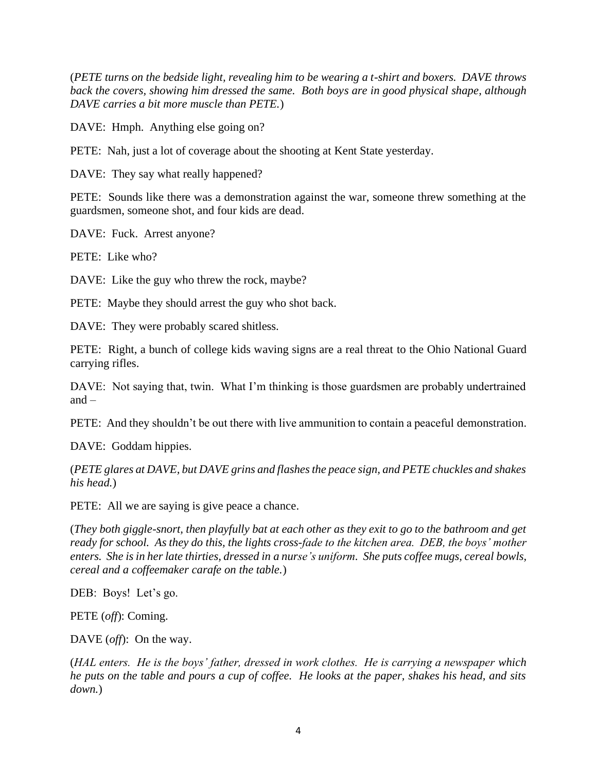(*PETE turns on the bedside light, revealing him to be wearing a t-shirt and boxers. DAVE throws back the covers, showing him dressed the same. Both boys are in good physical shape, although DAVE carries a bit more muscle than PETE.*)

DAVE: Hmph. Anything else going on?

PETE: Nah, just a lot of coverage about the shooting at Kent State yesterday.

DAVE: They say what really happened?

PETE: Sounds like there was a demonstration against the war, someone threw something at the guardsmen, someone shot, and four kids are dead.

DAVE: Fuck. Arrest anyone?

PETE: Like who?

DAVE: Like the guy who threw the rock, maybe?

PETE: Maybe they should arrest the guy who shot back.

DAVE: They were probably scared shitless.

PETE: Right, a bunch of college kids waving signs are a real threat to the Ohio National Guard carrying rifles.

DAVE: Not saying that, twin. What I'm thinking is those guardsmen are probably undertrained and –

PETE: And they shouldn't be out there with live ammunition to contain a peaceful demonstration.

DAVE: Goddam hippies.

(*PETE glares at DAVE, but DAVE grins and flashes the peace sign, and PETE chuckles and shakes his head.*)

PETE: All we are saying is give peace a chance.

(*They both giggle-snort, then playfully bat at each other as they exit to go to the bathroom and get ready for school. As they do this, the lights cross-fade to the kitchen area. DEB, the boys' mother enters. She is in her late thirties, dressed in a nurse's uniform. She puts coffee mugs, cereal bowls, cereal and a coffeemaker carafe on the table.*)

DEB: Boys! Let's go.

PETE (*off*): Coming.

DAVE (*off*): On the way.

(*HAL enters. He is the boys' father, dressed in work clothes. He is carrying a newspaper which he puts on the table and pours a cup of coffee. He looks at the paper, shakes his head, and sits down.*)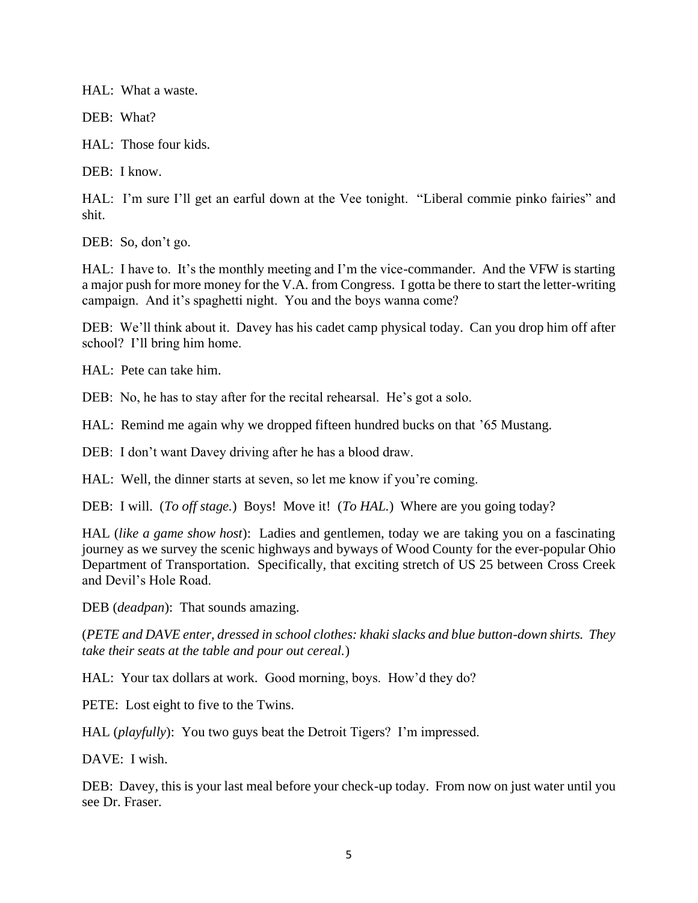HAL: What a waste.

DEB: What?

HAL: Those four kids.

DEB: I know.

HAL: I'm sure I'll get an earful down at the Vee tonight. "Liberal commie pinko fairies" and shit.

DEB: So, don't go.

HAL: I have to. It's the monthly meeting and I'm the vice-commander. And the VFW is starting a major push for more money for the V.A. from Congress. I gotta be there to start the letter-writing campaign. And it's spaghetti night. You and the boys wanna come?

DEB: We'll think about it. Davey has his cadet camp physical today. Can you drop him off after school? I'll bring him home.

HAL: Pete can take him.

DEB: No, he has to stay after for the recital rehearsal. He's got a solo.

HAL: Remind me again why we dropped fifteen hundred bucks on that '65 Mustang.

DEB: I don't want Davey driving after he has a blood draw.

HAL: Well, the dinner starts at seven, so let me know if you're coming.

DEB: I will. (*To off stage.*) Boys! Move it! (*To HAL.*) Where are you going today?

HAL (*like a game show host*): Ladies and gentlemen, today we are taking you on a fascinating journey as we survey the scenic highways and byways of Wood County for the ever-popular Ohio Department of Transportation. Specifically, that exciting stretch of US 25 between Cross Creek and Devil's Hole Road.

DEB (*deadpan*): That sounds amazing.

(*PETE and DAVE enter, dressed in school clothes: khaki slacks and blue button-down shirts. They take their seats at the table and pour out cereal.*)

HAL: Your tax dollars at work. Good morning, boys. How'd they do?

PETE: Lost eight to five to the Twins.

HAL (*playfully*): You two guys beat the Detroit Tigers? I'm impressed.

DAVE: I wish.

DEB: Davey, this is your last meal before your check-up today. From now on just water until you see Dr. Fraser.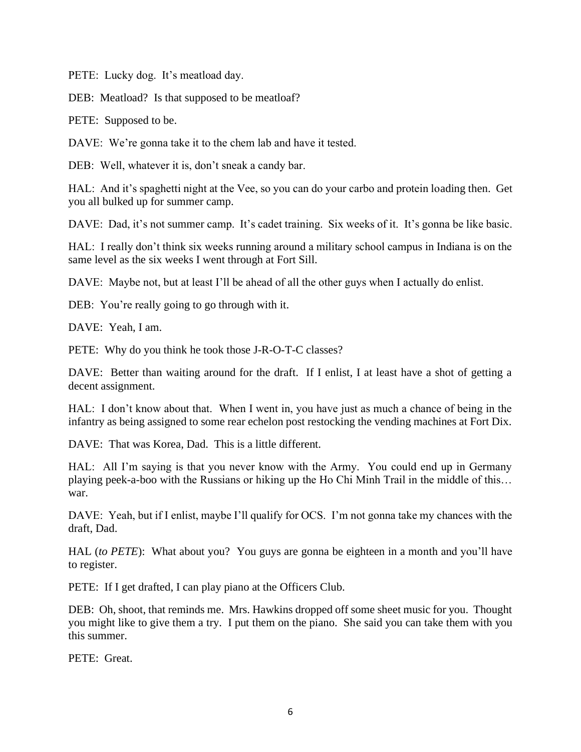PETE: Lucky dog. It's meatload day.

DEB: Meatload? Is that supposed to be meatloaf?

PETE: Supposed to be.

DAVE: We're gonna take it to the chem lab and have it tested.

DEB: Well, whatever it is, don't sneak a candy bar.

HAL: And it's spaghetti night at the Vee, so you can do your carbo and protein loading then. Get you all bulked up for summer camp.

DAVE: Dad, it's not summer camp. It's cadet training. Six weeks of it. It's gonna be like basic.

HAL: I really don't think six weeks running around a military school campus in Indiana is on the same level as the six weeks I went through at Fort Sill.

DAVE: Maybe not, but at least I'll be ahead of all the other guys when I actually do enlist.

DEB: You're really going to go through with it.

DAVE: Yeah, I am.

PETE: Why do you think he took those J-R-O-T-C classes?

DAVE: Better than waiting around for the draft. If I enlist, I at least have a shot of getting a decent assignment.

HAL: I don't know about that. When I went in, you have just as much a chance of being in the infantry as being assigned to some rear echelon post restocking the vending machines at Fort Dix.

DAVE: That was Korea, Dad. This is a little different.

HAL: All I'm saying is that you never know with the Army. You could end up in Germany playing peek-a-boo with the Russians or hiking up the Ho Chi Minh Trail in the middle of this… war.

DAVE: Yeah, but if I enlist, maybe I'll qualify for OCS. I'm not gonna take my chances with the draft, Dad.

HAL (*to PETE*): What about you? You guys are gonna be eighteen in a month and you'll have to register.

PETE: If I get drafted, I can play piano at the Officers Club.

DEB: Oh, shoot, that reminds me. Mrs. Hawkins dropped off some sheet music for you. Thought you might like to give them a try. I put them on the piano. She said you can take them with you this summer.

PETE: Great.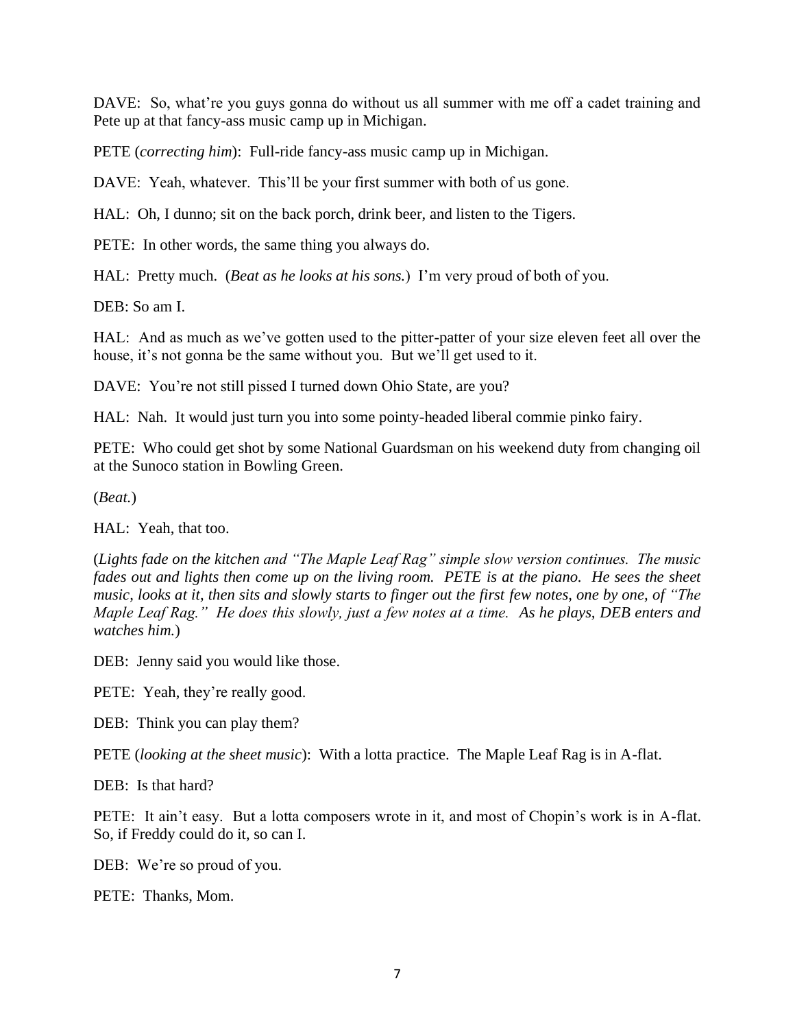DAVE: So, what're you guys gonna do without us all summer with me off a cadet training and Pete up at that fancy-ass music camp up in Michigan.

PETE (*correcting him*): Full-ride fancy-ass music camp up in Michigan.

DAVE: Yeah, whatever. This'll be your first summer with both of us gone.

HAL: Oh, I dunno; sit on the back porch, drink beer, and listen to the Tigers.

PETE: In other words, the same thing you always do.

HAL: Pretty much. (*Beat as he looks at his sons.*) I'm very proud of both of you.

DEB: So am I.

HAL: And as much as we've gotten used to the pitter-patter of your size eleven feet all over the house, it's not gonna be the same without you. But we'll get used to it.

DAVE: You're not still pissed I turned down Ohio State, are you?

HAL: Nah. It would just turn you into some pointy-headed liberal commie pinko fairy.

PETE: Who could get shot by some National Guardsman on his weekend duty from changing oil at the Sunoco station in Bowling Green.

(*Beat.*)

HAL: Yeah, that too.

(*Lights fade on the kitchen and "The Maple Leaf Rag" simple slow version continues. The music fades out and lights then come up on the living room. PETE is at the piano. He sees the sheet music, looks at it, then sits and slowly starts to finger out the first few notes, one by one, of "The Maple Leaf Rag." He does this slowly, just a few notes at a time. As he plays, DEB enters and watches him.*)

DEB: Jenny said you would like those.

PETE: Yeah, they're really good.

DEB: Think you can play them?

PETE (*looking at the sheet music*): With a lotta practice. The Maple Leaf Rag is in A-flat.

DEB: Is that hard?

PETE: It ain't easy. But a lotta composers wrote in it, and most of Chopin's work is in A-flat. So, if Freddy could do it, so can I.

DEB: We're so proud of you.

PETE: Thanks, Mom.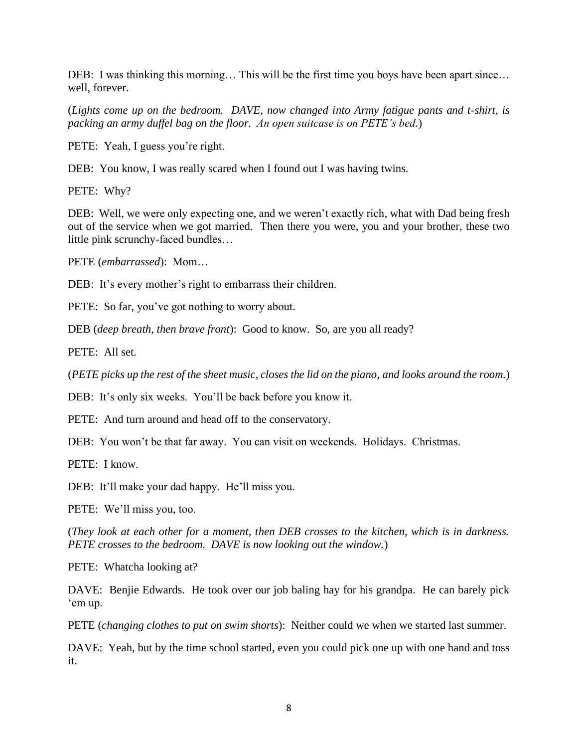DEB: I was thinking this morning… This will be the first time you boys have been apart since… well, forever.

(*Lights come up on the bedroom. DAVE, now changed into Army fatigue pants and t-shirt, is packing an army duffel bag on the floor. An open suitcase is on PETE's bed.*)

PETE: Yeah, I guess you're right.

DEB: You know, I was really scared when I found out I was having twins.

PETE: Why?

DEB: Well, we were only expecting one, and we weren't exactly rich, what with Dad being fresh out of the service when we got married. Then there you were, you and your brother, these two little pink scrunchy-faced bundles…

PETE (*embarrassed*): Mom…

DEB: It's every mother's right to embarrass their children.

PETE: So far, you've got nothing to worry about.

DEB (*deep breath, then brave front*): Good to know. So, are you all ready?

PETE: All set.

(*PETE picks up the rest of the sheet music, closes the lid on the piano, and looks around the room.*)

DEB: It's only six weeks. You'll be back before you know it.

PETE: And turn around and head off to the conservatory.

DEB: You won't be that far away. You can visit on weekends. Holidays. Christmas.

PETE: I know.

DEB: It'll make your dad happy. He'll miss you.

PETE: We'll miss you, too.

(*They look at each other for a moment, then DEB crosses to the kitchen, which is in darkness. PETE crosses to the bedroom. DAVE is now looking out the window.*)

PETE: Whatcha looking at?

DAVE: Benjie Edwards. He took over our job baling hay for his grandpa. He can barely pick 'em up.

PETE (*changing clothes to put on swim shorts*): Neither could we when we started last summer.

DAVE: Yeah, but by the time school started, even you could pick one up with one hand and toss it.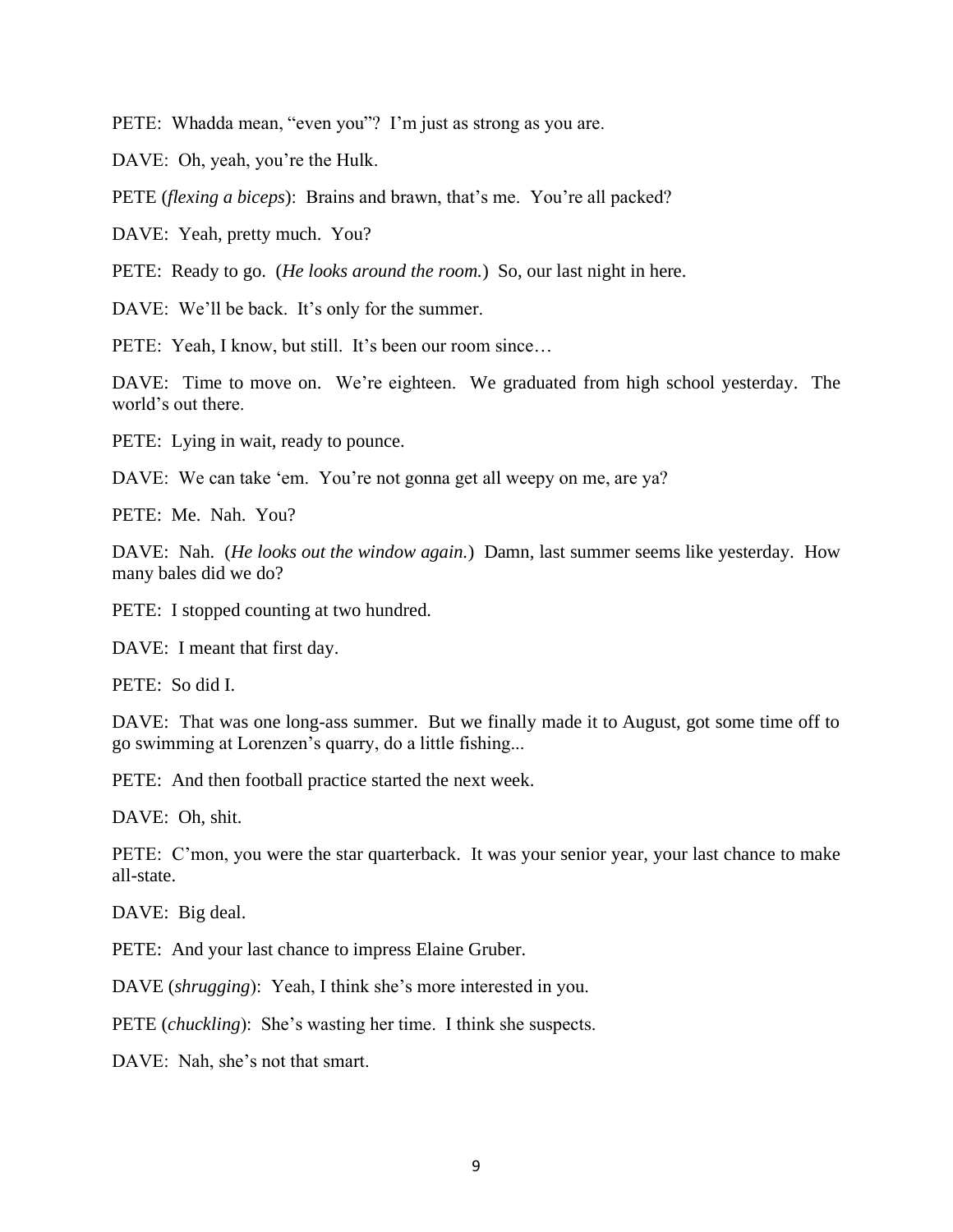PETE: Whadda mean, "even you"? I'm just as strong as you are.

DAVE: Oh, yeah, you're the Hulk.

PETE (*flexing a biceps*): Brains and brawn, that's me. You're all packed?

DAVE: Yeah, pretty much. You?

PETE: Ready to go. (*He looks around the room.*) So, our last night in here.

DAVE: We'll be back. It's only for the summer.

PETE: Yeah, I know, but still. It's been our room since…

DAVE: Time to move on. We're eighteen. We graduated from high school yesterday. The world's out there.

PETE: Lying in wait, ready to pounce.

DAVE: We can take 'em. You're not gonna get all weepy on me, are ya?

PETE: Me. Nah. You?

DAVE: Nah. (*He looks out the window again.*) Damn, last summer seems like yesterday. How many bales did we do?

PETE: I stopped counting at two hundred.

DAVE: I meant that first day.

PETE: So did I.

DAVE: That was one long-ass summer. But we finally made it to August, got some time off to go swimming at Lorenzen's quarry, do a little fishing...

PETE: And then football practice started the next week.

DAVE: Oh, shit.

PETE: C'mon, you were the star quarterback. It was your senior year, your last chance to make all-state.

DAVE: Big deal.

PETE: And your last chance to impress Elaine Gruber.

DAVE (*shrugging*): Yeah, I think she's more interested in you.

PETE (*chuckling*): She's wasting her time. I think she suspects.

DAVE: Nah, she's not that smart.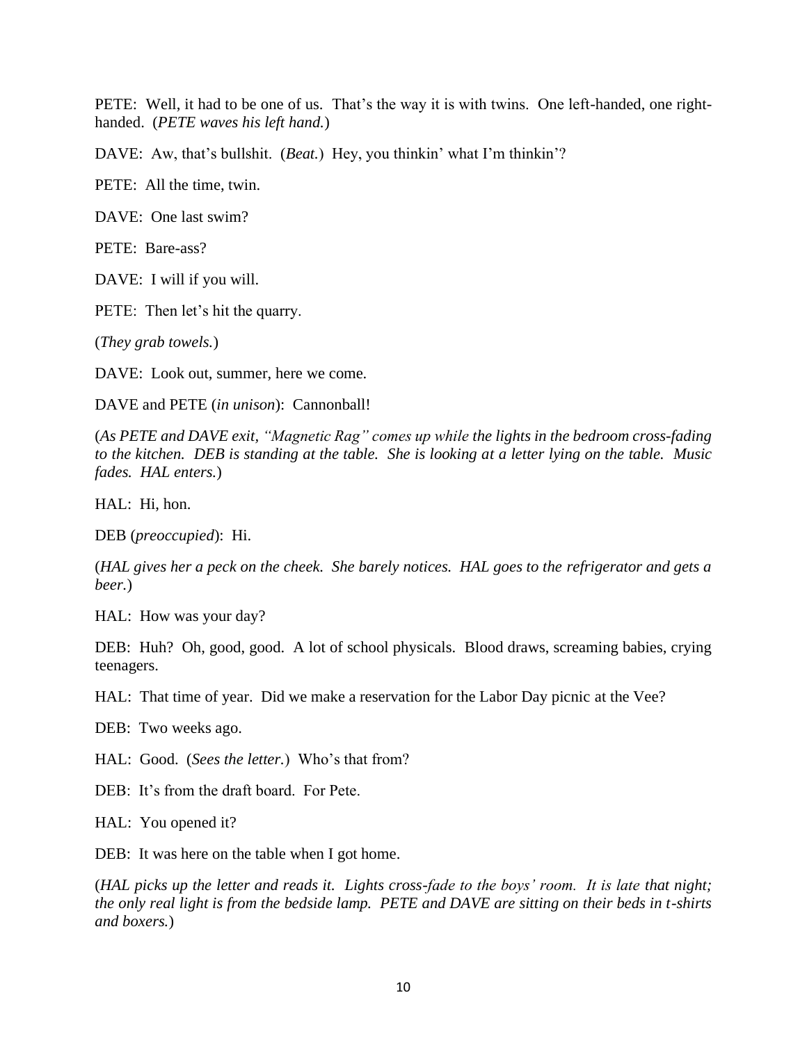PETE: Well, it had to be one of us. That's the way it is with twins. One left-handed, one right-handed. (*PETE waves his left hand.*)

DAVE: Aw, that's bullshit. (*Beat.*) Hey, you thinkin' what I'm thinkin'?

PETE: All the time, twin.

DAVE: One last swim?

PETE: Bare-ass?

DAVE: I will if you will.

PETE: Then let's hit the quarry.

(*They grab towels.*)

DAVE: Look out, summer, here we come.

DAVE and PETE (*in unison*): Cannonball!

(*As PETE and DAVE exit, "Magnetic Rag" comes up while the lights in the bedroom cross-fading to the kitchen. DEB is standing at the table. She is looking at a letter lying on the table. Music fades. HAL enters.*)

HAL: Hi, hon.

DEB (*preoccupied*): Hi.

(*HAL gives her a peck on the cheek. She barely notices. HAL goes to the refrigerator and gets a beer.*)

HAL: How was your day?

DEB: Huh? Oh, good, good. A lot of school physicals. Blood draws, screaming babies, crying teenagers.

HAL: That time of year. Did we make a reservation for the Labor Day picnic at the Vee?

DEB: Two weeks ago.

HAL: Good. (*Sees the letter.*) Who's that from?

DEB: It's from the draft board. For Pete.

HAL: You opened it?

DEB: It was here on the table when I got home.

(*HAL picks up the letter and reads it. Lights cross-fade to the boys' room. It is late that night; the only real light is from the bedside lamp. PETE and DAVE are sitting on their beds in t-shirts and boxers.*)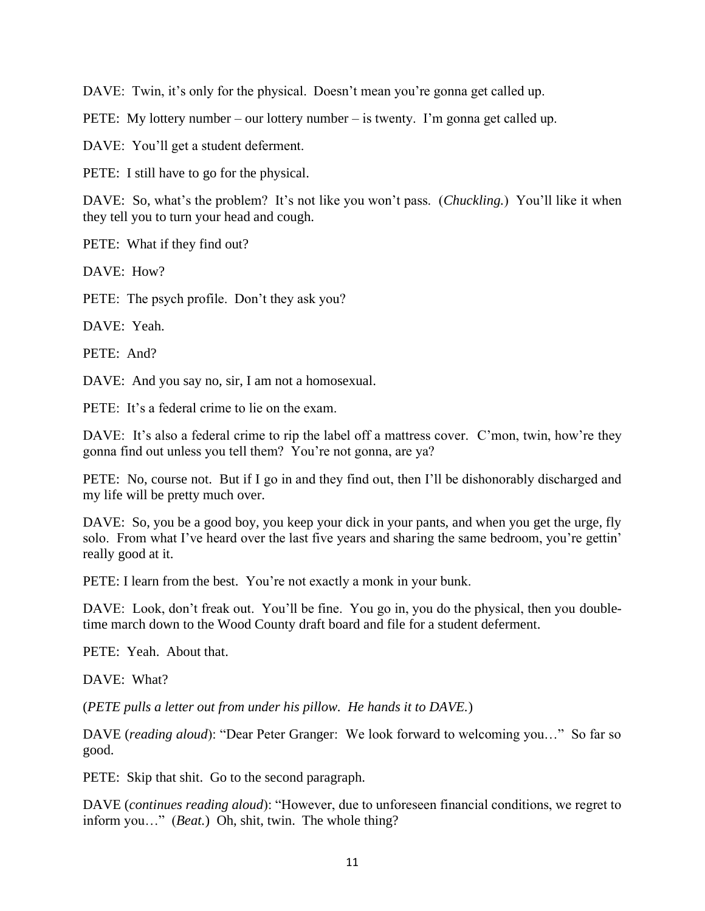DAVE: Twin, it's only for the physical. Doesn't mean you're gonna get called up.

PETE: My lottery number – our lottery number – is twenty. I'm gonna get called up.

DAVE: You'll get a student deferment.

PETE: I still have to go for the physical.

DAVE: So, what's the problem? It's not like you won't pass. (*Chuckling.*) You'll like it when they tell you to turn your head and cough.

PETE: What if they find out?

DAVE: How?

PETE: The psych profile. Don't they ask you?

DAVE: Yeah.

PETE: And?

DAVE: And you say no, sir, I am not a homosexual.

PETE: It's a federal crime to lie on the exam.

DAVE: It's also a federal crime to rip the label off a mattress cover. C'mon, twin, how're they gonna find out unless you tell them? You're not gonna, are ya?

PETE: No, course not. But if I go in and they find out, then I'll be dishonorably discharged and my life will be pretty much over.

DAVE: So, you be a good boy, you keep your dick in your pants, and when you get the urge, fly solo. From what I've heard over the last five years and sharing the same bedroom, you're gettin' really good at it.

PETE: I learn from the best. You're not exactly a monk in your bunk.

DAVE: Look, don't freak out. You'll be fine. You go in, you do the physical, then you double-time march down to the Wood County draft board and file for a student deferment.

PETE: Yeah. About that.

DAVE: What?

(*PETE pulls a letter out from under his pillow. He hands it to DAVE.*)

DAVE (*reading aloud*): "Dear Peter Granger: We look forward to welcoming you…" So far so good.

PETE: Skip that shit. Go to the second paragraph.

DAVE (*continues reading aloud*): "However, due to unforeseen financial conditions, we regret to inform you…" (*Beat.*) Oh, shit, twin. The whole thing?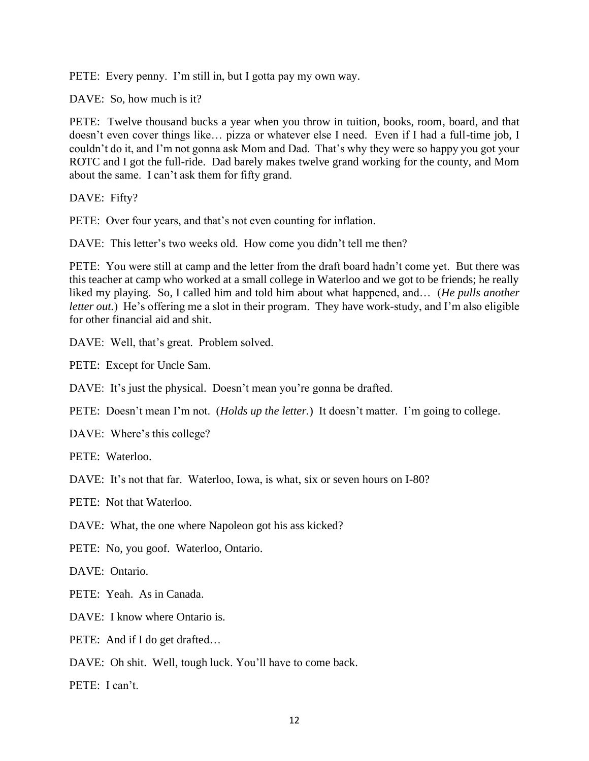PETE: Every penny. I'm still in, but I gotta pay my own way.

DAVE: So, how much is it?

PETE: Twelve thousand bucks a year when you throw in tuition, books, room, board, and that doesn't even cover things like… pizza or whatever else I need. Even if I had a full-time job, I couldn't do it, and I'm not gonna ask Mom and Dad. That's why they were so happy you got your ROTC and I got the full-ride. Dad barely makes twelve grand working for the county, and Mom about the same. I can't ask them for fifty grand.

DAVE: Fifty?

PETE: Over four years, and that's not even counting for inflation.

DAVE: This letter's two weeks old. How come you didn't tell me then?

PETE: You were still at camp and the letter from the draft board hadn't come yet. But there was this teacher at camp who worked at a small college in Waterloo and we got to be friends; he really liked my playing. So, I called him and told him about what happened, and… (*He pulls another letter out.*) He's offering me a slot in their program. They have work-study, and I'm also eligible for other financial aid and shit.

DAVE: Well, that's great. Problem solved.

PETE: Except for Uncle Sam.

DAVE: It's just the physical. Doesn't mean you're gonna be drafted.

PETE: Doesn't mean I'm not. (*Holds up the letter.*) It doesn't matter. I'm going to college.

DAVE: Where's this college?

PETE: Waterloo.

DAVE: It's not that far. Waterloo, Iowa, is what, six or seven hours on I-80?

PETE: Not that Waterloo.

DAVE: What, the one where Napoleon got his ass kicked?

PETE: No, you goof. Waterloo, Ontario.

DAVE: Ontario.

PETE: Yeah. As in Canada.

DAVE: I know where Ontario is.

PETE: And if I do get drafted…

DAVE: Oh shit. Well, tough luck. You'll have to come back.

PETE: I can't.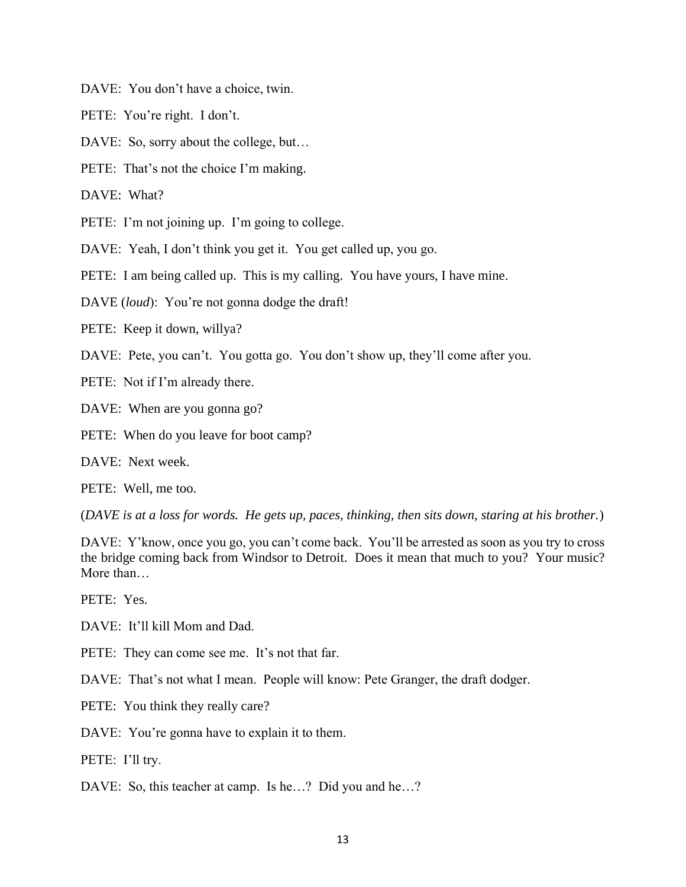DAVE:  You don't have a choice, twin.

PETE:  You're right.  I don't.

DAVE:  So, sorry about the college, but…

PETE:  That's not the choice I'm making.

DAVE:  What?

PETE:  I'm not joining up.  I'm going to college.

DAVE:  Yeah, I don't think you get it.  You get called up, you go.

PETE:  I am being called up.  This is my calling.  You have yours, I have mine.

DAVE (*loud*):  You're not gonna dodge the draft!

PETE:  Keep it down, willya?

DAVE:  Pete, you can't.  You gotta go.  You don't show up, they'll come after you.

PETE:  Not if I'm already there.

DAVE:  When are you gonna go?

PETE:  When do you leave for boot camp?

DAVE:  Next week.

PETE:  Well, me too.

(*DAVE is at a loss for words.  He gets up, paces, thinking, then sits down, staring at his brother.*)

DAVE:  Y'know, once you go, you can't come back.  You'll be arrested as soon as you try to cross the bridge coming back from Windsor to Detroit.  Does it mean that much to you?  Your music?  More than…

PETE:  Yes.

DAVE:  It'll kill Mom and Dad.

PETE:  They can come see me.  It's not that far.

DAVE:  That's not what I mean.  People will know: Pete Granger, the draft dodger.

PETE:  You think they really care?

DAVE:  You're gonna have to explain it to them.

PETE:  I'll try.

DAVE:  So, this teacher at camp.  Is he…?  Did you and he…?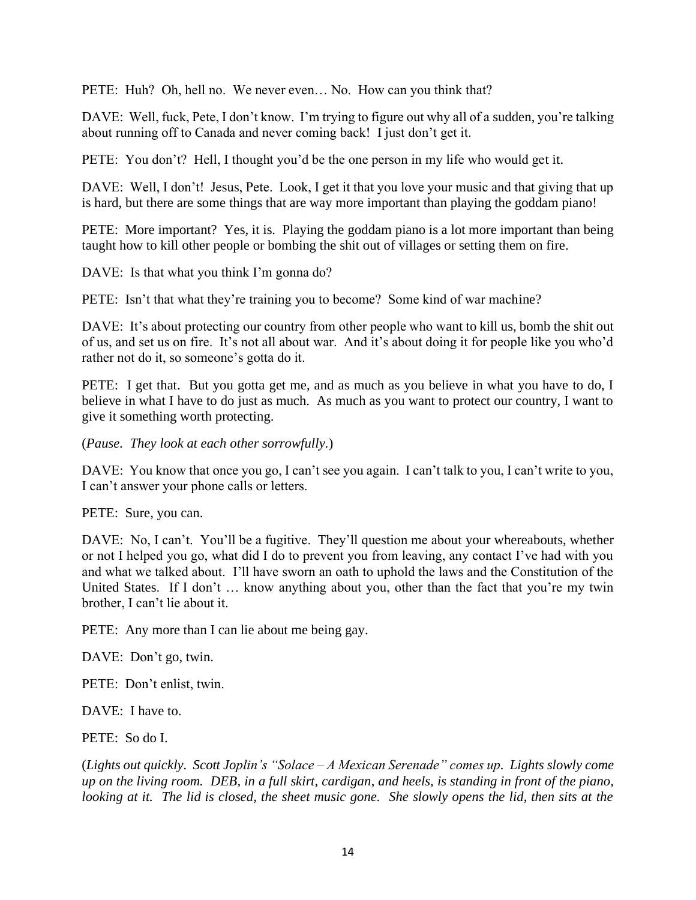PETE: Huh? Oh, hell no. We never even… No. How can you think that?

DAVE: Well, fuck, Pete, I don't know. I'm trying to figure out why all of a sudden, you're talking about running off to Canada and never coming back! I just don't get it.

PETE: You don't? Hell, I thought you'd be the one person in my life who would get it.

DAVE: Well, I don't! Jesus, Pete. Look, I get it that you love your music and that giving that up is hard, but there are some things that are way more important than playing the goddam piano!

PETE: More important? Yes, it is. Playing the goddam piano is a lot more important than being taught how to kill other people or bombing the shit out of villages or setting them on fire.

DAVE: Is that what you think I'm gonna do?

PETE: Isn't that what they're training you to become? Some kind of war machine?

DAVE: It's about protecting our country from other people who want to kill us, bomb the shit out of us, and set us on fire. It's not all about war. And it's about doing it for people like you who'd rather not do it, so someone's gotta do it.

PETE: I get that. But you gotta get me, and as much as you believe in what you have to do, I believe in what I have to do just as much. As much as you want to protect our country, I want to give it something worth protecting.

(*Pause. They look at each other sorrowfully.*)

DAVE: You know that once you go, I can't see you again. I can't talk to you, I can't write to you, I can't answer your phone calls or letters.

PETE: Sure, you can.

DAVE: No, I can't. You'll be a fugitive. They'll question me about your whereabouts, whether or not I helped you go, what did I do to prevent you from leaving, any contact I've had with you and what we talked about. I'll have sworn an oath to uphold the laws and the Constitution of the United States. If I don't … know anything about you, other than the fact that you're my twin brother, I can't lie about it.

PETE: Any more than I can lie about me being gay.

DAVE: Don't go, twin.

PETE: Don't enlist, twin.

DAVE: I have to.

PETE: So do I.

(*Lights out quickly. Scott Joplin's "Solace – A Mexican Serenade" comes up. Lights slowly come up on the living room. DEB, in a full skirt, cardigan, and heels, is standing in front of the piano, looking at it. The lid is closed, the sheet music gone. She slowly opens the lid, then sits at the*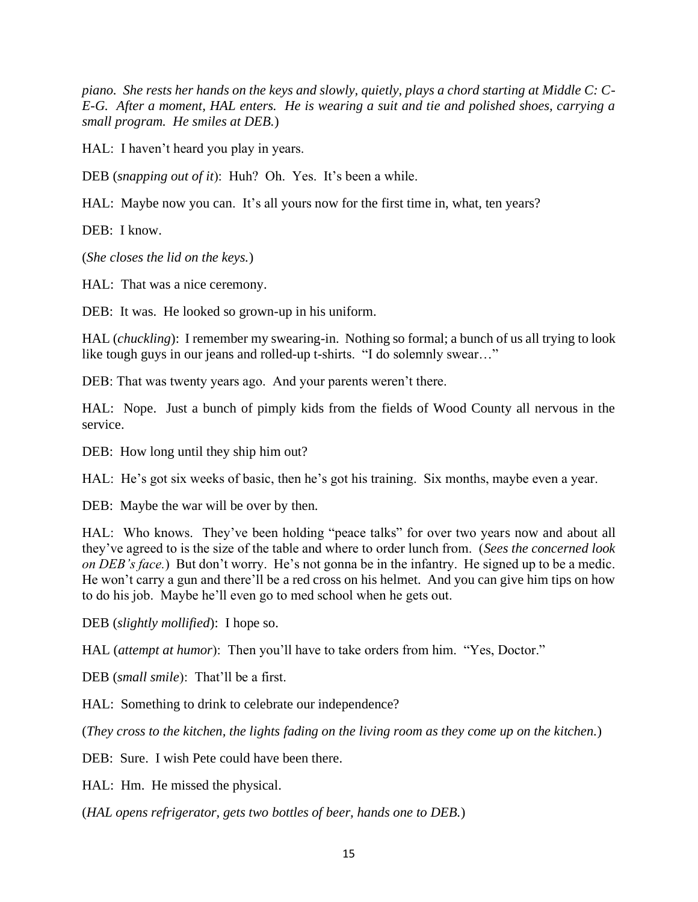*piano. She rests her hands on the keys and slowly, quietly, plays a chord starting at Middle C: C-E-G. After a moment, HAL enters. He is wearing a suit and tie and polished shoes, carrying a small program. He smiles at DEB.*)

HAL: I haven't heard you play in years.

DEB (*snapping out of it*): Huh? Oh. Yes. It's been a while.

HAL: Maybe now you can. It's all yours now for the first time in, what, ten years?

DEB: I know.

(*She closes the lid on the keys.*)

HAL: That was a nice ceremony.

DEB: It was. He looked so grown-up in his uniform.

HAL (*chuckling*): I remember my swearing-in. Nothing so formal; a bunch of us all trying to look like tough guys in our jeans and rolled-up t-shirts. "I do solemnly swear…"

DEB: That was twenty years ago. And your parents weren't there.

HAL: Nope. Just a bunch of pimply kids from the fields of Wood County all nervous in the service.

DEB: How long until they ship him out?

HAL: He's got six weeks of basic, then he's got his training. Six months, maybe even a year.

DEB: Maybe the war will be over by then.

HAL: Who knows. They've been holding "peace talks" for over two years now and about all they've agreed to is the size of the table and where to order lunch from. (*Sees the concerned look on DEB's face.*) But don't worry. He's not gonna be in the infantry. He signed up to be a medic. He won't carry a gun and there'll be a red cross on his helmet. And you can give him tips on how to do his job. Maybe he'll even go to med school when he gets out.

DEB (*slightly mollified*): I hope so.

HAL (*attempt at humor*): Then you'll have to take orders from him. "Yes, Doctor."

DEB (*small smile*): That'll be a first.

HAL: Something to drink to celebrate our independence?

(*They cross to the kitchen, the lights fading on the living room as they come up on the kitchen.*)

DEB: Sure. I wish Pete could have been there.

HAL: Hm. He missed the physical.

(*HAL opens refrigerator, gets two bottles of beer, hands one to DEB.*)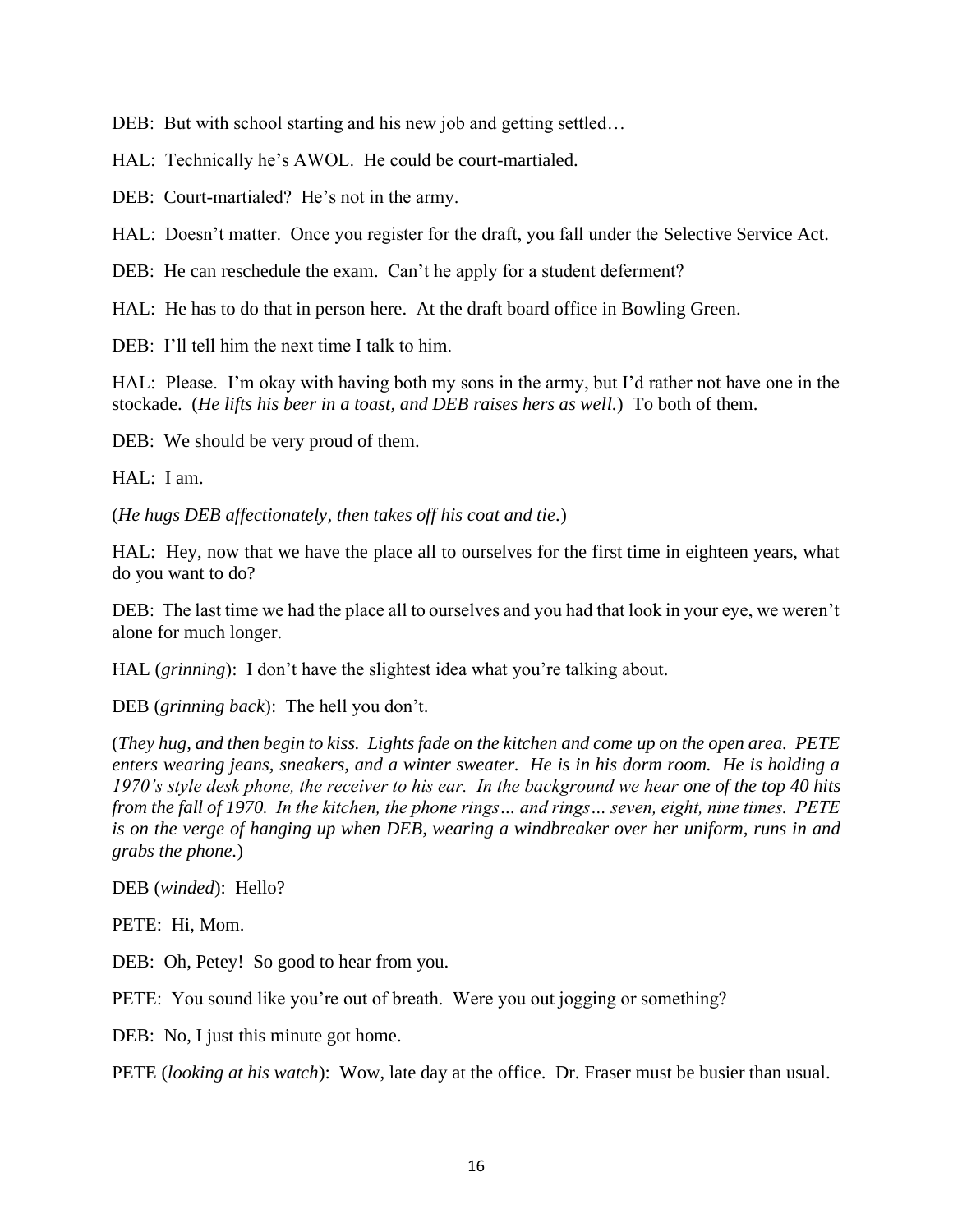DEB: But with school starting and his new job and getting settled…

HAL: Technically he's AWOL. He could be court-martialed.

DEB: Court-martialed? He's not in the army.

HAL: Doesn't matter. Once you register for the draft, you fall under the Selective Service Act.

DEB: He can reschedule the exam. Can't he apply for a student deferment?

HAL: He has to do that in person here. At the draft board office in Bowling Green.

DEB: I'll tell him the next time I talk to him.

HAL: Please. I'm okay with having both my sons in the army, but I'd rather not have one in the stockade. (*He lifts his beer in a toast, and DEB raises hers as well.*) To both of them.

DEB: We should be very proud of them.

HAL: I am.

(*He hugs DEB affectionately, then takes off his coat and tie.*)

HAL: Hey, now that we have the place all to ourselves for the first time in eighteen years, what do you want to do?

DEB: The last time we had the place all to ourselves and you had that look in your eye, we weren't alone for much longer.

HAL (*grinning*): I don't have the slightest idea what you're talking about.

DEB (*grinning back*): The hell you don't.

(*They hug, and then begin to kiss. Lights fade on the kitchen and come up on the open area. PETE enters wearing jeans, sneakers, and a winter sweater. He is in his dorm room. He is holding a 1970's style desk phone, the receiver to his ear. In the background we hear one of the top 40 hits from the fall of 1970. In the kitchen, the phone rings… and rings… seven, eight, nine times. PETE is on the verge of hanging up when DEB, wearing a windbreaker over her uniform, runs in and grabs the phone.*)

DEB (*winded*): Hello?

PETE: Hi, Mom.

DEB: Oh, Petey! So good to hear from you.

PETE: You sound like you're out of breath. Were you out jogging or something?

DEB: No, I just this minute got home.

PETE (*looking at his watch*): Wow, late day at the office. Dr. Fraser must be busier than usual.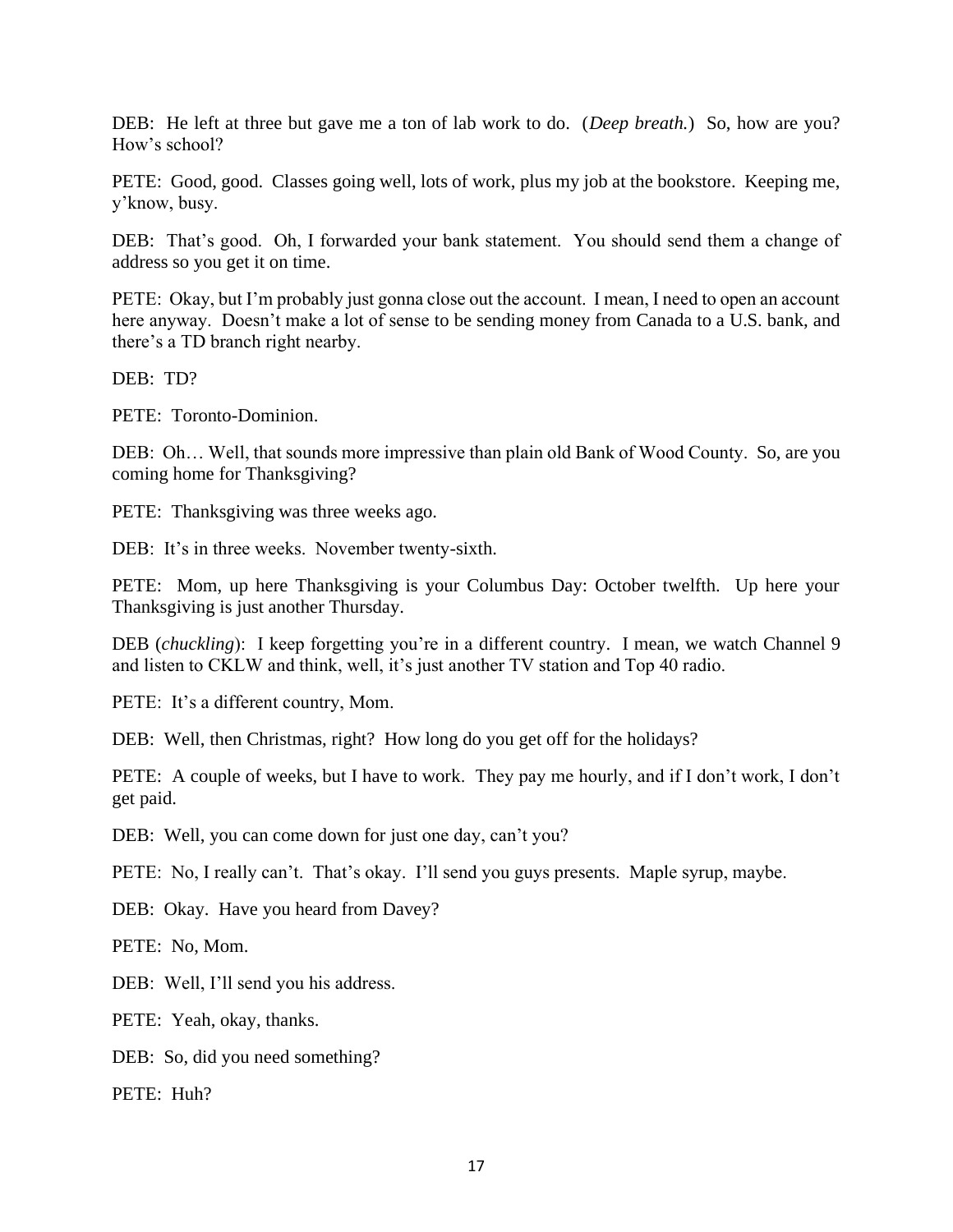DEB: He left at three but gave me a ton of lab work to do. (*Deep breath.*) So, how are you? How's school?

PETE: Good, good. Classes going well, lots of work, plus my job at the bookstore. Keeping me, y'know, busy.

DEB: That's good. Oh, I forwarded your bank statement. You should send them a change of address so you get it on time.

PETE: Okay, but I'm probably just gonna close out the account. I mean, I need to open an account here anyway. Doesn't make a lot of sense to be sending money from Canada to a U.S. bank, and there's a TD branch right nearby.

DEB: TD?

PETE: Toronto-Dominion.

DEB: Oh… Well, that sounds more impressive than plain old Bank of Wood County. So, are you coming home for Thanksgiving?

PETE: Thanksgiving was three weeks ago.

DEB: It's in three weeks. November twenty-sixth.

PETE: Mom, up here Thanksgiving is your Columbus Day: October twelfth. Up here your Thanksgiving is just another Thursday.

DEB (*chuckling*): I keep forgetting you're in a different country. I mean, we watch Channel 9 and listen to CKLW and think, well, it's just another TV station and Top 40 radio.

PETE: It's a different country, Mom.

DEB: Well, then Christmas, right? How long do you get off for the holidays?

PETE: A couple of weeks, but I have to work. They pay me hourly, and if I don't work, I don't get paid.

DEB: Well, you can come down for just one day, can't you?

PETE: No, I really can't. That's okay. I'll send you guys presents. Maple syrup, maybe.

DEB: Okay. Have you heard from Davey?

PETE: No, Mom.

DEB: Well, I'll send you his address.

PETE: Yeah, okay, thanks.

DEB: So, did you need something?

PETE: Huh?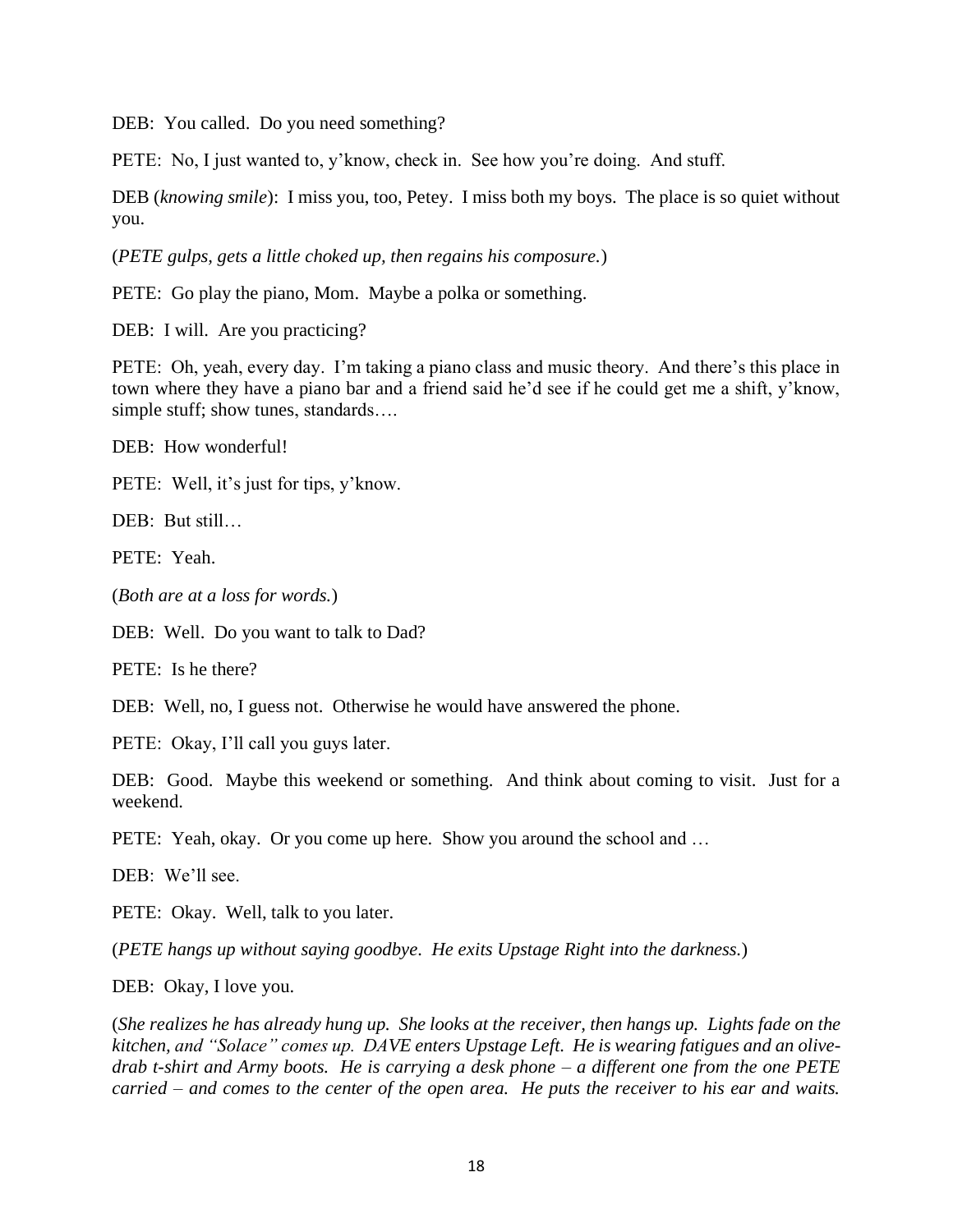DEB: You called. Do you need something?

PETE: No, I just wanted to, y'know, check in. See how you're doing. And stuff.

DEB (*knowing smile*): I miss you, too, Petey. I miss both my boys. The place is so quiet without you.

(*PETE gulps, gets a little choked up, then regains his composure.*)

PETE: Go play the piano, Mom. Maybe a polka or something.

DEB: I will. Are you practicing?

PETE: Oh, yeah, every day. I'm taking a piano class and music theory. And there's this place in town where they have a piano bar and a friend said he'd see if he could get me a shift, y'know, simple stuff; show tunes, standards….

DEB: How wonderful!

PETE: Well, it's just for tips, y'know.

DEB: But still…

PETE: Yeah.

(*Both are at a loss for words.*)

DEB: Well. Do you want to talk to Dad?

PETE: Is he there?

DEB: Well, no, I guess not. Otherwise he would have answered the phone.

PETE: Okay, I'll call you guys later.

DEB: Good. Maybe this weekend or something. And think about coming to visit. Just for a weekend.

PETE: Yeah, okay. Or you come up here. Show you around the school and …

DEB: We'll see.

PETE: Okay. Well, talk to you later.

(*PETE hangs up without saying goodbye. He exits Upstage Right into the darkness.*)

DEB: Okay, I love you.

(*She realizes he has already hung up. She looks at the receiver, then hangs up. Lights fade on the kitchen, and "Solace" comes up. DAVE enters Upstage Left. He is wearing fatigues and an olive-drab t-shirt and Army boots. He is carrying a desk phone – a different one from the one PETE carried – and comes to the center of the open area. He puts the receiver to his ear and waits.*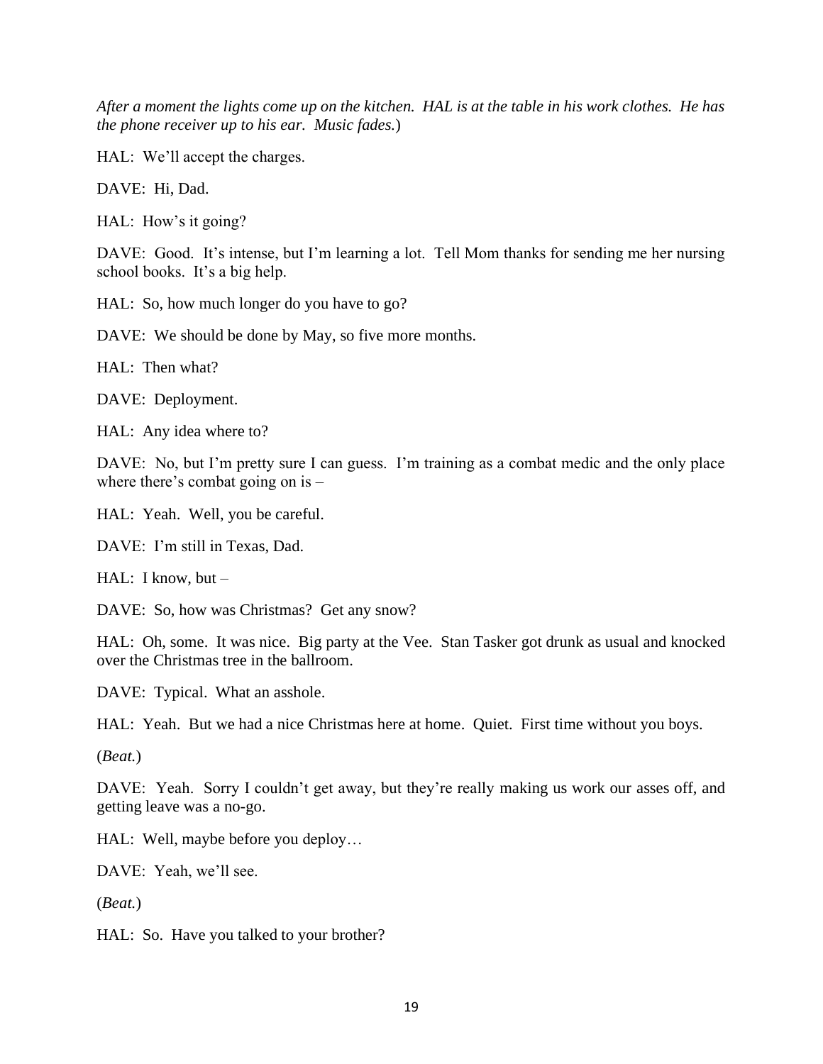*After a moment the lights come up on the kitchen. HAL is at the table in his work clothes. He has the phone receiver up to his ear. Music fades.*)

HAL: We'll accept the charges.

DAVE: Hi, Dad.

HAL: How's it going?

DAVE: Good. It's intense, but I'm learning a lot. Tell Mom thanks for sending me her nursing school books. It's a big help.

HAL: So, how much longer do you have to go?

DAVE: We should be done by May, so five more months.

HAL: Then what?

DAVE: Deployment.

HAL: Any idea where to?

DAVE: No, but I'm pretty sure I can guess. I'm training as a combat medic and the only place where there's combat going on is –

HAL: Yeah. Well, you be careful.

DAVE: I'm still in Texas, Dad.

HAL: I know, but –

DAVE: So, how was Christmas? Get any snow?

HAL: Oh, some. It was nice. Big party at the Vee. Stan Tasker got drunk as usual and knocked over the Christmas tree in the ballroom.

DAVE: Typical. What an asshole.

HAL: Yeah. But we had a nice Christmas here at home. Quiet. First time without you boys.

(*Beat.*)

DAVE: Yeah. Sorry I couldn't get away, but they're really making us work our asses off, and getting leave was a no-go.

HAL: Well, maybe before you deploy…

DAVE: Yeah, we'll see.

(*Beat.*)

HAL: So. Have you talked to your brother?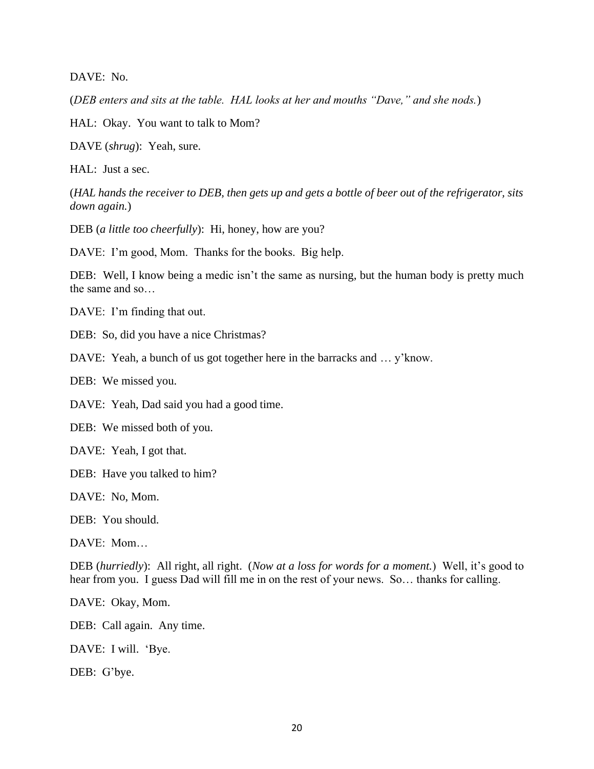DAVE: No.

(*DEB enters and sits at the table. HAL looks at her and mouths "Dave," and she nods.*)

HAL: Okay. You want to talk to Mom?

DAVE (*shrug*): Yeah, sure.

HAL: Just a sec.

(*HAL hands the receiver to DEB, then gets up and gets a bottle of beer out of the refrigerator, sits down again.*)

DEB (*a little too cheerfully*): Hi, honey, how are you?

DAVE: I'm good, Mom. Thanks for the books. Big help.

DEB: Well, I know being a medic isn't the same as nursing, but the human body is pretty much the same and so…

DAVE: I'm finding that out.

DEB: So, did you have a nice Christmas?

DAVE: Yeah, a bunch of us got together here in the barracks and … y'know.

DEB: We missed you.

DAVE: Yeah, Dad said you had a good time.

DEB: We missed both of you.

DAVE: Yeah, I got that.

DEB: Have you talked to him?

DAVE: No, Mom.

DEB: You should.

DAVE: Mom…

DEB (*hurriedly*): All right, all right. (*Now at a loss for words for a moment.*) Well, it's good to hear from you. I guess Dad will fill me in on the rest of your news. So… thanks for calling.

DAVE: Okay, Mom.

DEB: Call again. Any time.

DAVE: I will. 'Bye.

DEB: G'bye.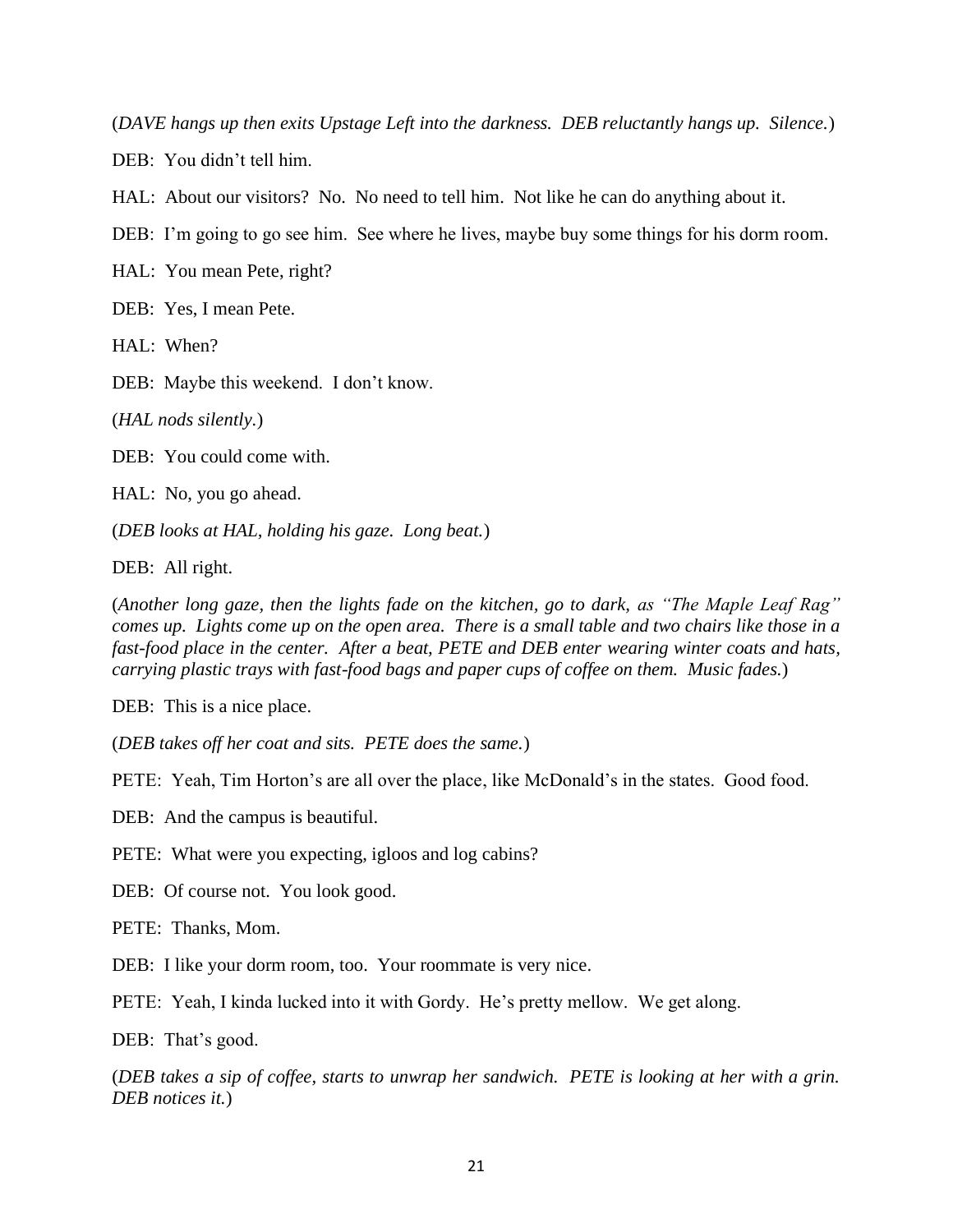(*DAVE hangs up then exits Upstage Left into the darkness. DEB reluctantly hangs up. Silence.*)

DEB: You didn't tell him.

HAL: About our visitors? No. No need to tell him. Not like he can do anything about it.

DEB: I'm going to go see him. See where he lives, maybe buy some things for his dorm room.

HAL: You mean Pete, right?

DEB: Yes, I mean Pete.

HAL: When?

DEB: Maybe this weekend. I don't know.

(*HAL nods silently.*)

DEB: You could come with.

HAL: No, you go ahead.

(*DEB looks at HAL, holding his gaze. Long beat.*)

DEB: All right.

(*Another long gaze, then the lights fade on the kitchen, go to dark, as "The Maple Leaf Rag" comes up. Lights come up on the open area. There is a small table and two chairs like those in a fast-food place in the center. After a beat, PETE and DEB enter wearing winter coats and hats, carrying plastic trays with fast-food bags and paper cups of coffee on them. Music fades.*)

DEB: This is a nice place.

(*DEB takes off her coat and sits. PETE does the same.*)

PETE: Yeah, Tim Horton's are all over the place, like McDonald's in the states. Good food.

DEB: And the campus is beautiful.

PETE: What were you expecting, igloos and log cabins?

DEB: Of course not. You look good.

PETE: Thanks, Mom.

DEB: I like your dorm room, too. Your roommate is very nice.

PETE: Yeah, I kinda lucked into it with Gordy. He's pretty mellow. We get along.

DEB: That's good.

(*DEB takes a sip of coffee, starts to unwrap her sandwich. PETE is looking at her with a grin. DEB notices it.*)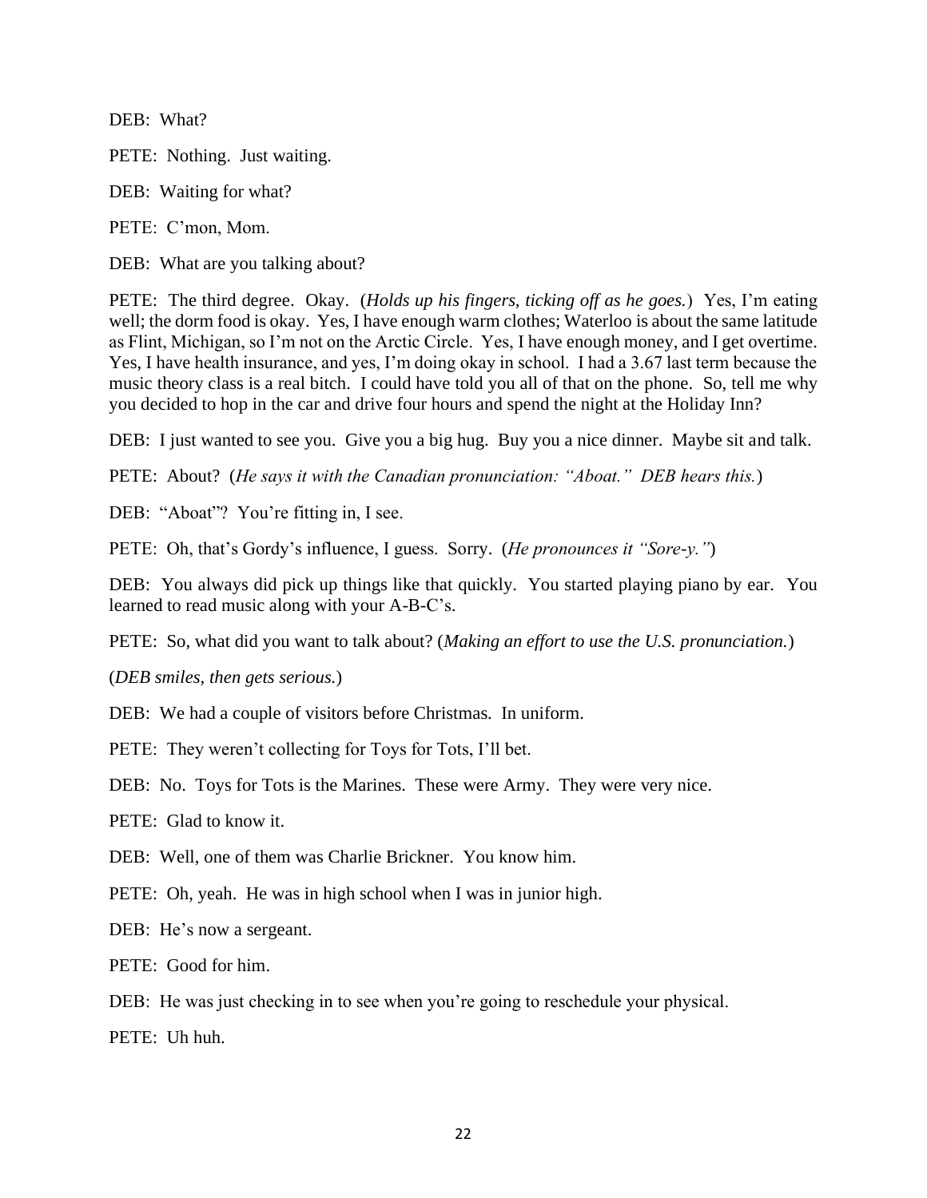DEB: What?

PETE: Nothing. Just waiting.

DEB: Waiting for what?

PETE: C'mon, Mom.

DEB: What are you talking about?

PETE: The third degree. Okay. (*Holds up his fingers, ticking off as he goes.*) Yes, I'm eating well; the dorm food is okay. Yes, I have enough warm clothes; Waterloo is about the same latitude as Flint, Michigan, so I'm not on the Arctic Circle. Yes, I have enough money, and I get overtime. Yes, I have health insurance, and yes, I'm doing okay in school. I had a 3.67 last term because the music theory class is a real bitch. I could have told you all of that on the phone. So, tell me why you decided to hop in the car and drive four hours and spend the night at the Holiday Inn?

DEB: I just wanted to see you. Give you a big hug. Buy you a nice dinner. Maybe sit and talk.

PETE: About? (*He says it with the Canadian pronunciation: "Aboat." DEB hears this.*)

DEB: "Aboat"? You're fitting in, I see.

PETE: Oh, that's Gordy's influence, I guess. Sorry. (*He pronounces it "Sore-y."*)

DEB: You always did pick up things like that quickly. You started playing piano by ear. You learned to read music along with your A-B-C's.

PETE: So, what did you want to talk about? (*Making an effort to use the U.S. pronunciation.*)

(*DEB smiles, then gets serious.*)

DEB: We had a couple of visitors before Christmas. In uniform.

PETE: They weren't collecting for Toys for Tots, I'll bet.

DEB: No. Toys for Tots is the Marines. These were Army. They were very nice.

PETE: Glad to know it.

DEB: Well, one of them was Charlie Brickner. You know him.

PETE: Oh, yeah. He was in high school when I was in junior high.

DEB: He's now a sergeant.

PETE: Good for him.

DEB: He was just checking in to see when you're going to reschedule your physical.

PETE: Uh huh.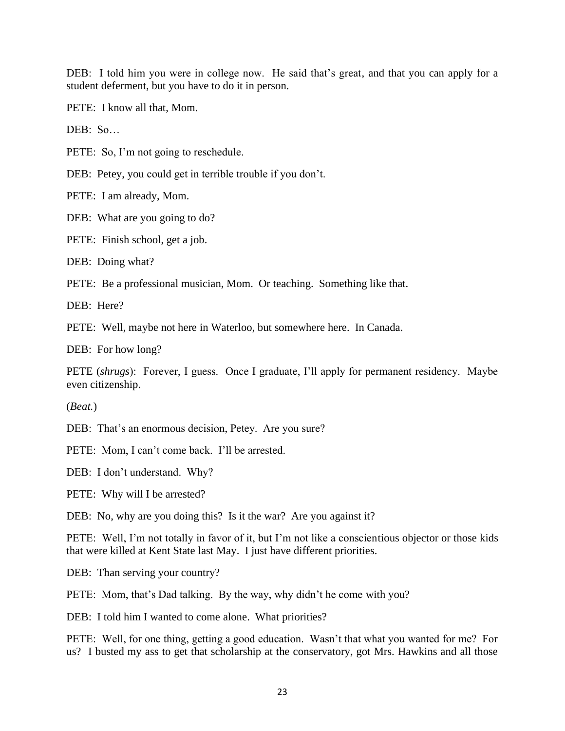DEB: I told him you were in college now. He said that's great, and that you can apply for a student deferment, but you have to do it in person.

PETE: I know all that, Mom.

DEB: So…

PETE: So, I'm not going to reschedule.

DEB: Petey, you could get in terrible trouble if you don't.

PETE: I am already, Mom.

DEB: What are you going to do?

PETE: Finish school, get a job.

DEB: Doing what?

PETE: Be a professional musician, Mom. Or teaching. Something like that.

DEB: Here?

PETE: Well, maybe not here in Waterloo, but somewhere here. In Canada.

DEB: For how long?

PETE (*shrugs*): Forever, I guess. Once I graduate, I'll apply for permanent residency. Maybe even citizenship.

(*Beat.*)

DEB: That's an enormous decision, Petey. Are you sure?

PETE: Mom, I can't come back. I'll be arrested.

DEB: I don't understand. Why?

PETE: Why will I be arrested?

DEB: No, why are you doing this? Is it the war? Are you against it?

PETE: Well, I'm not totally in favor of it, but I'm not like a conscientious objector or those kids that were killed at Kent State last May. I just have different priorities.

DEB: Than serving your country?

PETE: Mom, that's Dad talking. By the way, why didn't he come with you?

DEB: I told him I wanted to come alone. What priorities?

PETE: Well, for one thing, getting a good education. Wasn't that what you wanted for me? For us? I busted my ass to get that scholarship at the conservatory, got Mrs. Hawkins and all those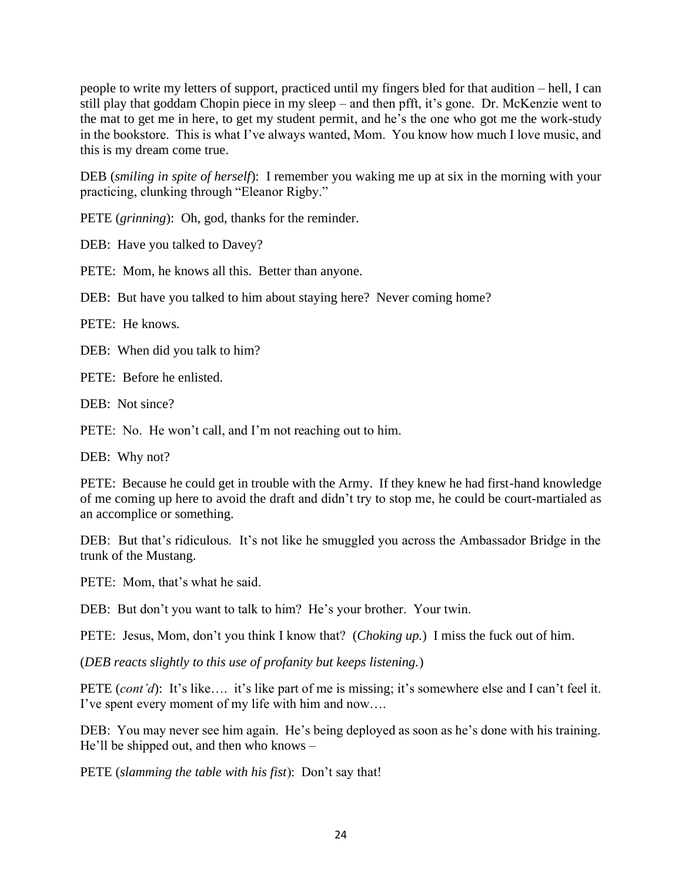people to write my letters of support, practiced until my fingers bled for that audition – hell, I can still play that goddam Chopin piece in my sleep – and then pfft, it's gone. Dr. McKenzie went to the mat to get me in here, to get my student permit, and he's the one who got me the work-study in the bookstore. This is what I've always wanted, Mom. You know how much I love music, and this is my dream come true.

DEB (*smiling in spite of herself*): I remember you waking me up at six in the morning with your practicing, clunking through "Eleanor Rigby."

PETE (*grinning*): Oh, god, thanks for the reminder.

DEB: Have you talked to Davey?

PETE: Mom, he knows all this. Better than anyone.

DEB: But have you talked to him about staying here? Never coming home?

PETE: He knows.

DEB: When did you talk to him?

PETE: Before he enlisted.

DEB: Not since?

PETE: No. He won't call, and I'm not reaching out to him.

DEB: Why not?

PETE: Because he could get in trouble with the Army. If they knew he had first-hand knowledge of me coming up here to avoid the draft and didn't try to stop me, he could be court-martialed as an accomplice or something.

DEB: But that's ridiculous. It's not like he smuggled you across the Ambassador Bridge in the trunk of the Mustang.

PETE: Mom, that's what he said.

DEB: But don't you want to talk to him? He's your brother. Your twin.

PETE: Jesus, Mom, don't you think I know that? (*Choking up.*) I miss the fuck out of him.

(*DEB reacts slightly to this use of profanity but keeps listening.*)

PETE (*cont'd*): It's like…. it's like part of me is missing; it's somewhere else and I can't feel it. I've spent every moment of my life with him and now….

DEB: You may never see him again. He's being deployed as soon as he's done with his training. He'll be shipped out, and then who knows –

PETE (*slamming the table with his fist*): Don't say that!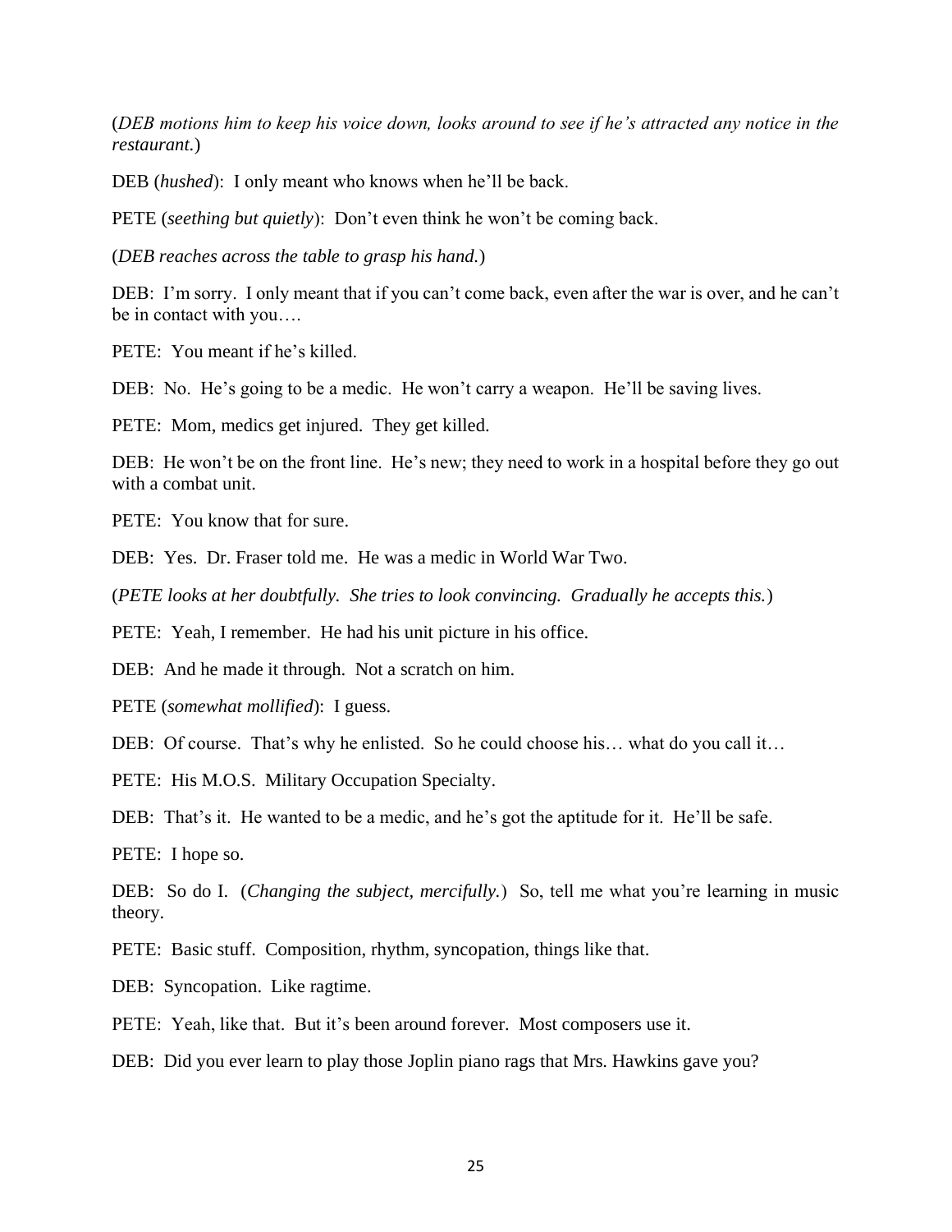(*DEB motions him to keep his voice down, looks around to see if he's attracted any notice in the restaurant.*)

DEB (*hushed*): I only meant who knows when he'll be back.

PETE (*seething but quietly*): Don't even think he won't be coming back.

(*DEB reaches across the table to grasp his hand.*)

DEB: I'm sorry. I only meant that if you can't come back, even after the war is over, and he can't be in contact with you….

PETE: You meant if he's killed.

DEB: No. He's going to be a medic. He won't carry a weapon. He'll be saving lives.

PETE: Mom, medics get injured. They get killed.

DEB: He won't be on the front line. He's new; they need to work in a hospital before they go out with a combat unit.

PETE: You know that for sure.

DEB: Yes. Dr. Fraser told me. He was a medic in World War Two.

(*PETE looks at her doubtfully. She tries to look convincing. Gradually he accepts this.*)

PETE: Yeah, I remember. He had his unit picture in his office.

DEB: And he made it through. Not a scratch on him.

PETE (*somewhat mollified*): I guess.

DEB: Of course. That's why he enlisted. So he could choose his… what do you call it…

PETE: His M.O.S. Military Occupation Specialty.

DEB: That's it. He wanted to be a medic, and he's got the aptitude for it. He'll be safe.

PETE: I hope so.

DEB: So do I. (*Changing the subject, mercifully.*) So, tell me what you're learning in music theory.

PETE: Basic stuff. Composition, rhythm, syncopation, things like that.

DEB: Syncopation. Like ragtime.

PETE: Yeah, like that. But it's been around forever. Most composers use it.

DEB: Did you ever learn to play those Joplin piano rags that Mrs. Hawkins gave you?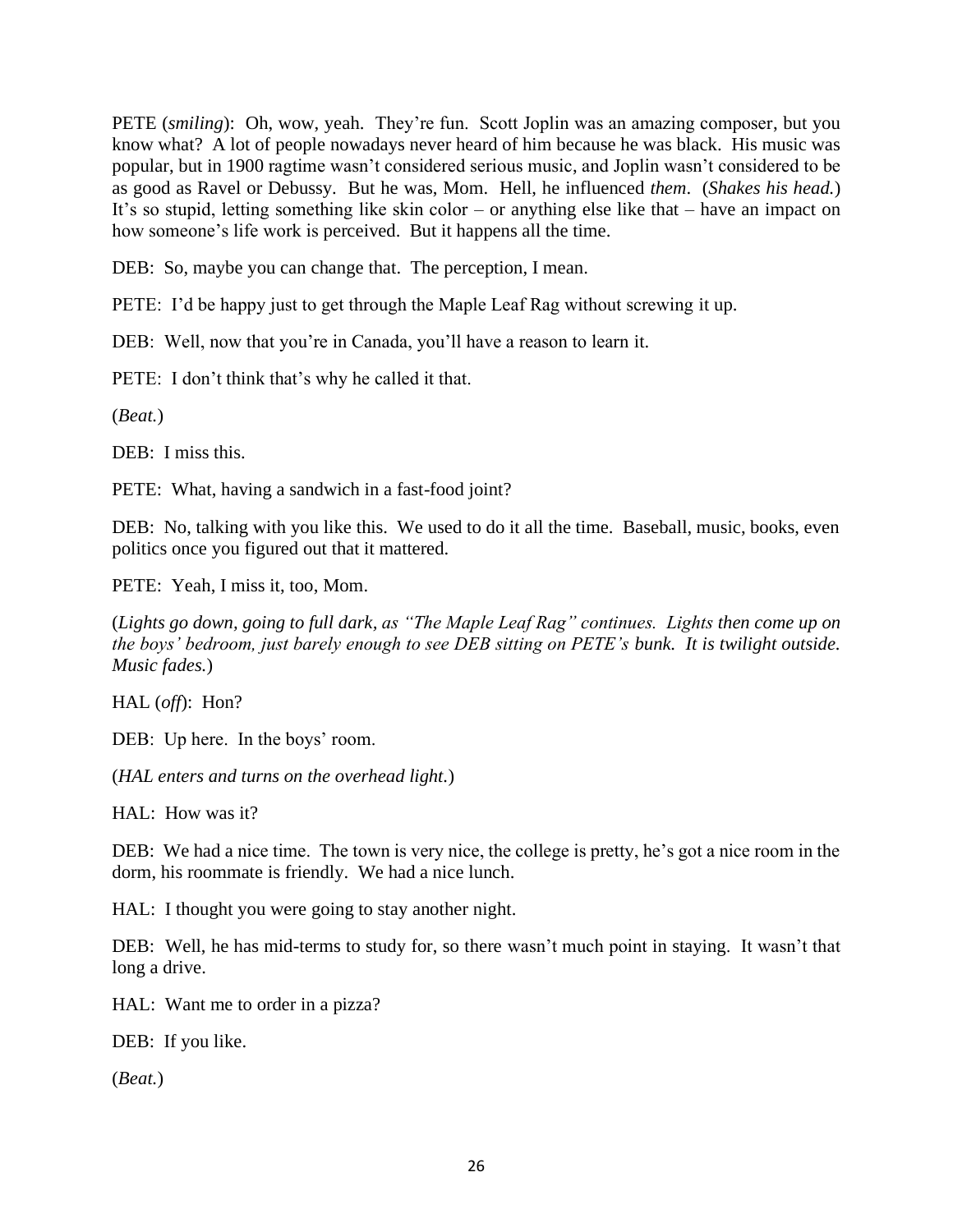PETE (*smiling*): Oh, wow, yeah. They're fun. Scott Joplin was an amazing composer, but you know what? A lot of people nowadays never heard of him because he was black. His music was popular, but in 1900 ragtime wasn't considered serious music, and Joplin wasn't considered to be as good as Ravel or Debussy. But he was, Mom. Hell, he influenced *them*. (*Shakes his head.*) It's so stupid, letting something like skin color – or anything else like that – have an impact on how someone's life work is perceived. But it happens all the time.

DEB: So, maybe you can change that. The perception, I mean.

PETE: I'd be happy just to get through the Maple Leaf Rag without screwing it up.

DEB: Well, now that you're in Canada, you'll have a reason to learn it.

PETE: I don't think that's why he called it that.

(*Beat.*)

DEB: I miss this.

PETE: What, having a sandwich in a fast-food joint?

DEB: No, talking with you like this. We used to do it all the time. Baseball, music, books, even politics once you figured out that it mattered.

PETE: Yeah, I miss it, too, Mom.

(*Lights go down, going to full dark, as "The Maple Leaf Rag" continues. Lights then come up on the boys' bedroom, just barely enough to see DEB sitting on PETE's bunk. It is twilight outside. Music fades.*)

HAL (*off*): Hon?

DEB: Up here. In the boys' room.

(*HAL enters and turns on the overhead light.*)

HAL: How was it?

DEB: We had a nice time. The town is very nice, the college is pretty, he's got a nice room in the dorm, his roommate is friendly. We had a nice lunch.

HAL: I thought you were going to stay another night.

DEB: Well, he has mid-terms to study for, so there wasn't much point in staying. It wasn't that long a drive.

HAL: Want me to order in a pizza?

DEB: If you like.

(*Beat.*)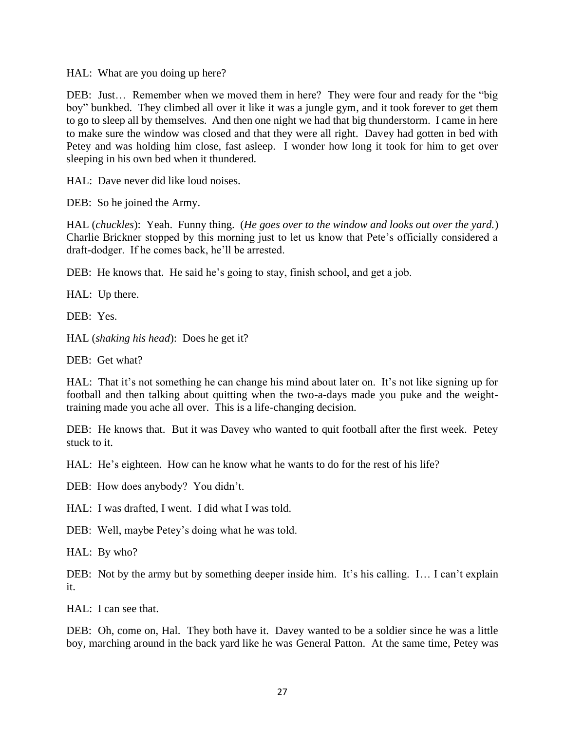HAL: What are you doing up here?

DEB: Just… Remember when we moved them in here? They were four and ready for the "big boy" bunkbed. They climbed all over it like it was a jungle gym, and it took forever to get them to go to sleep all by themselves. And then one night we had that big thunderstorm. I came in here to make sure the window was closed and that they were all right. Davey had gotten in bed with Petey and was holding him close, fast asleep. I wonder how long it took for him to get over sleeping in his own bed when it thundered.

HAL: Dave never did like loud noises.

DEB: So he joined the Army.

HAL (*chuckles*): Yeah. Funny thing. (*He goes over to the window and looks out over the yard.*) Charlie Brickner stopped by this morning just to let us know that Pete's officially considered a draft-dodger. If he comes back, he'll be arrested.

DEB: He knows that. He said he's going to stay, finish school, and get a job.

HAL: Up there.

DEB: Yes.

HAL (*shaking his head*): Does he get it?

DEB: Get what?

HAL: That it's not something he can change his mind about later on. It's not like signing up for football and then talking about quitting when the two-a-days made you puke and the weight-training made you ache all over. This is a life-changing decision.

DEB: He knows that. But it was Davey who wanted to quit football after the first week. Petey stuck to it.

HAL: He's eighteen. How can he know what he wants to do for the rest of his life?

DEB: How does anybody? You didn't.

HAL: I was drafted, I went. I did what I was told.

DEB: Well, maybe Petey's doing what he was told.

HAL: By who?

DEB: Not by the army but by something deeper inside him. It's his calling. I… I can't explain it.

HAL: I can see that.

DEB: Oh, come on, Hal. They both have it. Davey wanted to be a soldier since he was a little boy, marching around in the back yard like he was General Patton. At the same time, Petey was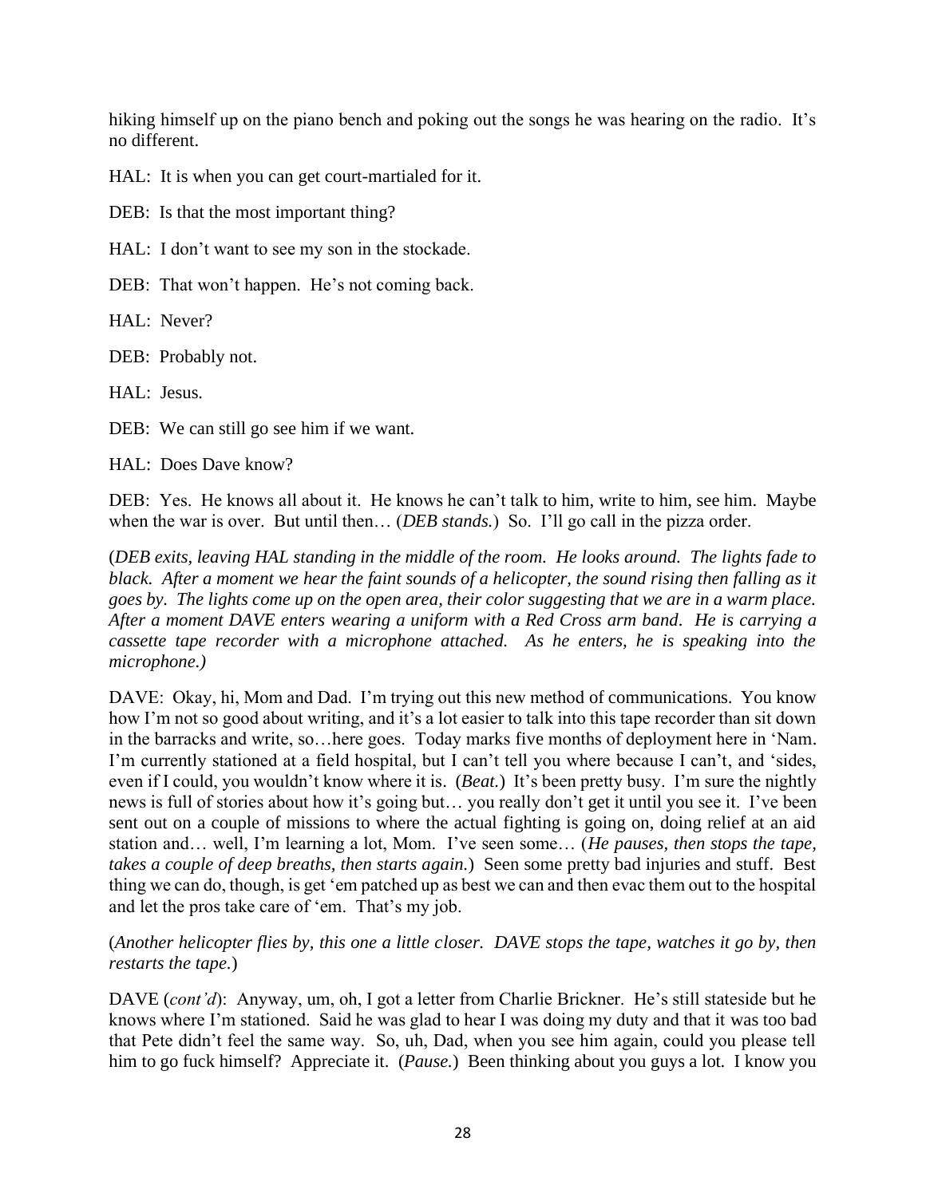hiking himself up on the piano bench and poking out the songs he was hearing on the radio. It's no different.

HAL: It is when you can get court-martialed for it.

DEB: Is that the most important thing?

HAL: I don't want to see my son in the stockade.

DEB: That won't happen. He's not coming back.

HAL: Never?

DEB: Probably not.

HAL: Jesus.

DEB: We can still go see him if we want.

HAL: Does Dave know?

DEB: Yes. He knows all about it. He knows he can't talk to him, write to him, see him. Maybe when the war is over. But until then… (*DEB stands.*) So. I'll go call in the pizza order.

(*DEB exits, leaving HAL standing in the middle of the room. He looks around. The lights fade to black. After a moment we hear the faint sounds of a helicopter, the sound rising then falling as it goes by. The lights come up on the open area, their color suggesting that we are in a warm place. After a moment DAVE enters wearing a uniform with a Red Cross arm band. He is carrying a cassette tape recorder with a microphone attached. As he enters, he is speaking into the microphone.)*

DAVE: Okay, hi, Mom and Dad. I'm trying out this new method of communications. You know how I'm not so good about writing, and it's a lot easier to talk into this tape recorder than sit down in the barracks and write, so…here goes. Today marks five months of deployment here in 'Nam. I'm currently stationed at a field hospital, but I can't tell you where because I can't, and 'sides, even if I could, you wouldn't know where it is. (*Beat.*) It's been pretty busy. I'm sure the nightly news is full of stories about how it's going but… you really don't get it until you see it. I've been sent out on a couple of missions to where the actual fighting is going on, doing relief at an aid station and… well, I'm learning a lot, Mom. I've seen some… (*He pauses, then stops the tape, takes a couple of deep breaths, then starts again.*) Seen some pretty bad injuries and stuff. Best thing we can do, though, is get 'em patched up as best we can and then evac them out to the hospital and let the pros take care of 'em. That's my job.

(*Another helicopter flies by, this one a little closer. DAVE stops the tape, watches it go by, then restarts the tape.*)

DAVE (*cont'd*): Anyway, um, oh, I got a letter from Charlie Brickner. He's still stateside but he knows where I'm stationed. Said he was glad to hear I was doing my duty and that it was too bad that Pete didn't feel the same way. So, uh, Dad, when you see him again, could you please tell him to go fuck himself? Appreciate it. (*Pause.*) Been thinking about you guys a lot. I know you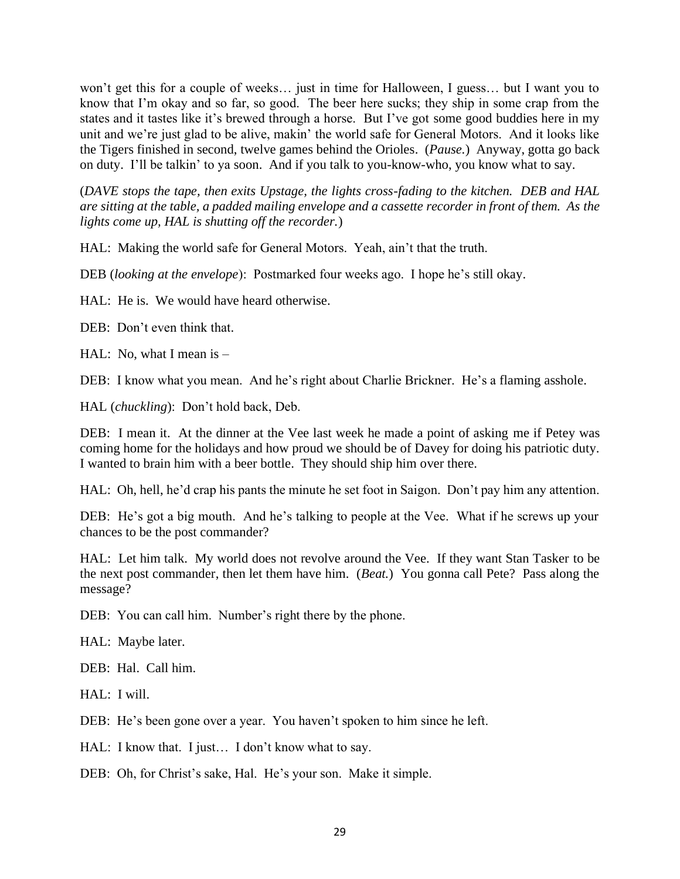won't get this for a couple of weeks… just in time for Halloween, I guess… but I want you to know that I'm okay and so far, so good. The beer here sucks; they ship in some crap from the states and it tastes like it's brewed through a horse. But I've got some good buddies here in my unit and we're just glad to be alive, makin' the world safe for General Motors. And it looks like the Tigers finished in second, twelve games behind the Orioles. (*Pause.*) Anyway, gotta go back on duty. I'll be talkin' to ya soon. And if you talk to you-know-who, you know what to say.

(*DAVE stops the tape, then exits Upstage, the lights cross-fading to the kitchen. DEB and HAL are sitting at the table, a padded mailing envelope and a cassette recorder in front of them. As the lights come up, HAL is shutting off the recorder.*)

HAL: Making the world safe for General Motors. Yeah, ain't that the truth.

DEB (*looking at the envelope*): Postmarked four weeks ago. I hope he's still okay.

HAL: He is. We would have heard otherwise.

DEB: Don't even think that.

HAL: No, what I mean is –

DEB: I know what you mean. And he's right about Charlie Brickner. He's a flaming asshole.

HAL (*chuckling*): Don't hold back, Deb.

DEB: I mean it. At the dinner at the Vee last week he made a point of asking me if Petey was coming home for the holidays and how proud we should be of Davey for doing his patriotic duty. I wanted to brain him with a beer bottle. They should ship him over there.

HAL: Oh, hell, he'd crap his pants the minute he set foot in Saigon. Don't pay him any attention.

DEB: He's got a big mouth. And he's talking to people at the Vee. What if he screws up your chances to be the post commander?

HAL: Let him talk. My world does not revolve around the Vee. If they want Stan Tasker to be the next post commander, then let them have him. (*Beat.*) You gonna call Pete? Pass along the message?

DEB: You can call him. Number's right there by the phone.

HAL: Maybe later.

DEB: Hal. Call him.

HAL: I will.

DEB: He's been gone over a year. You haven't spoken to him since he left.

HAL: I know that. I just… I don't know what to say.

DEB: Oh, for Christ's sake, Hal. He's your son. Make it simple.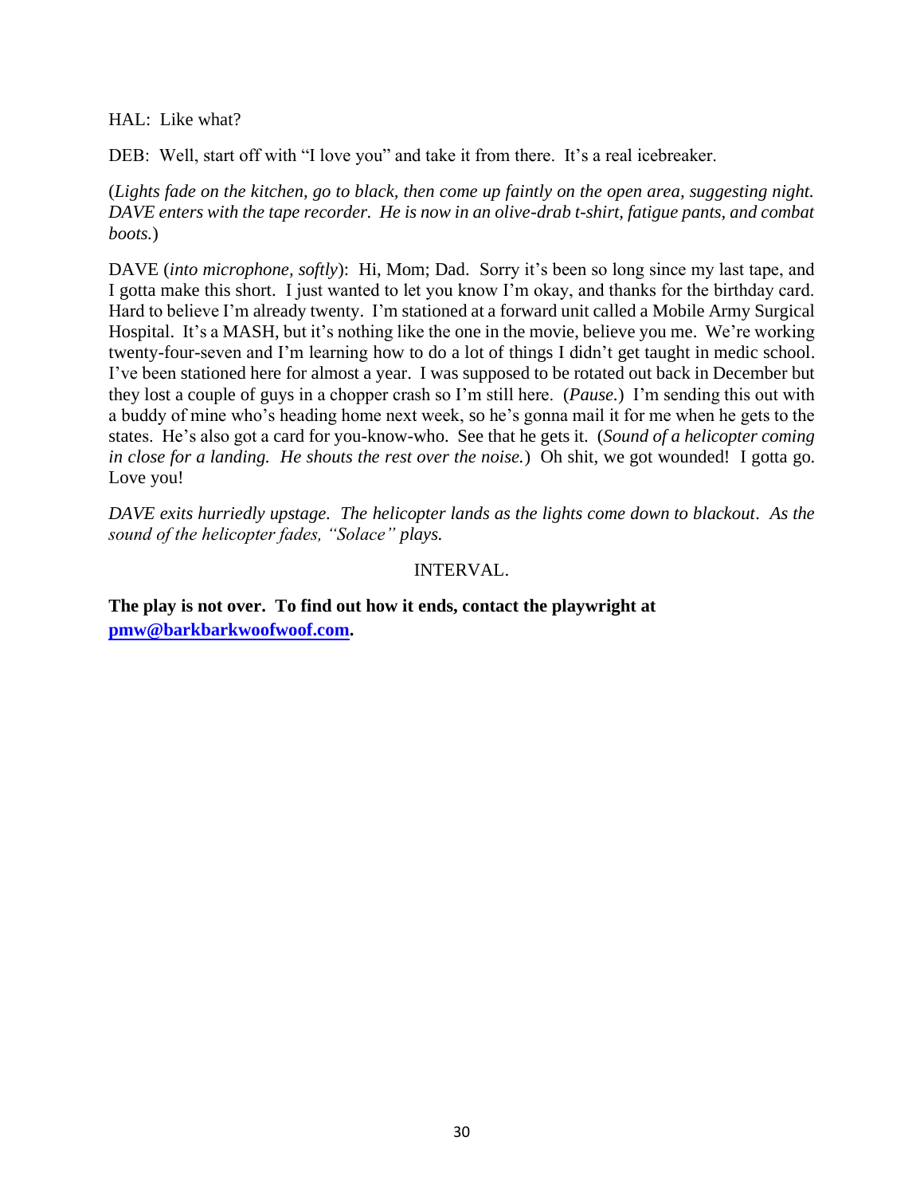HAL: Like what?

DEB: Well, start off with "I love you" and take it from there. It's a real icebreaker.

(*Lights fade on the kitchen, go to black, then come up faintly on the open area, suggesting night. DAVE enters with the tape recorder. He is now in an olive-drab t-shirt, fatigue pants, and combat boots.*)

DAVE (*into microphone, softly*): Hi, Mom; Dad. Sorry it's been so long since my last tape, and I gotta make this short. I just wanted to let you know I'm okay, and thanks for the birthday card. Hard to believe I'm already twenty. I'm stationed at a forward unit called a Mobile Army Surgical Hospital. It's a MASH, but it's nothing like the one in the movie, believe you me. We're working twenty-four-seven and I'm learning how to do a lot of things I didn't get taught in medic school. I've been stationed here for almost a year. I was supposed to be rotated out back in December but they lost a couple of guys in a chopper crash so I'm still here. (*Pause.*) I'm sending this out with a buddy of mine who's heading home next week, so he's gonna mail it for me when he gets to the states. He's also got a card for you-know-who. See that he gets it. (*Sound of a helicopter coming in close for a landing. He shouts the rest over the noise.*) Oh shit, we got wounded! I gotta go. Love you!

*DAVE exits hurriedly upstage. The helicopter lands as the lights come down to blackout. As the sound of the helicopter fades, "Solace" plays.*

INTERVAL.

**The play is not over. To find out how it ends, contact the playwright at [pmw@barkbarkwoofwoof.com](mailto:pmw@barkbarkwoofwoof.com).**